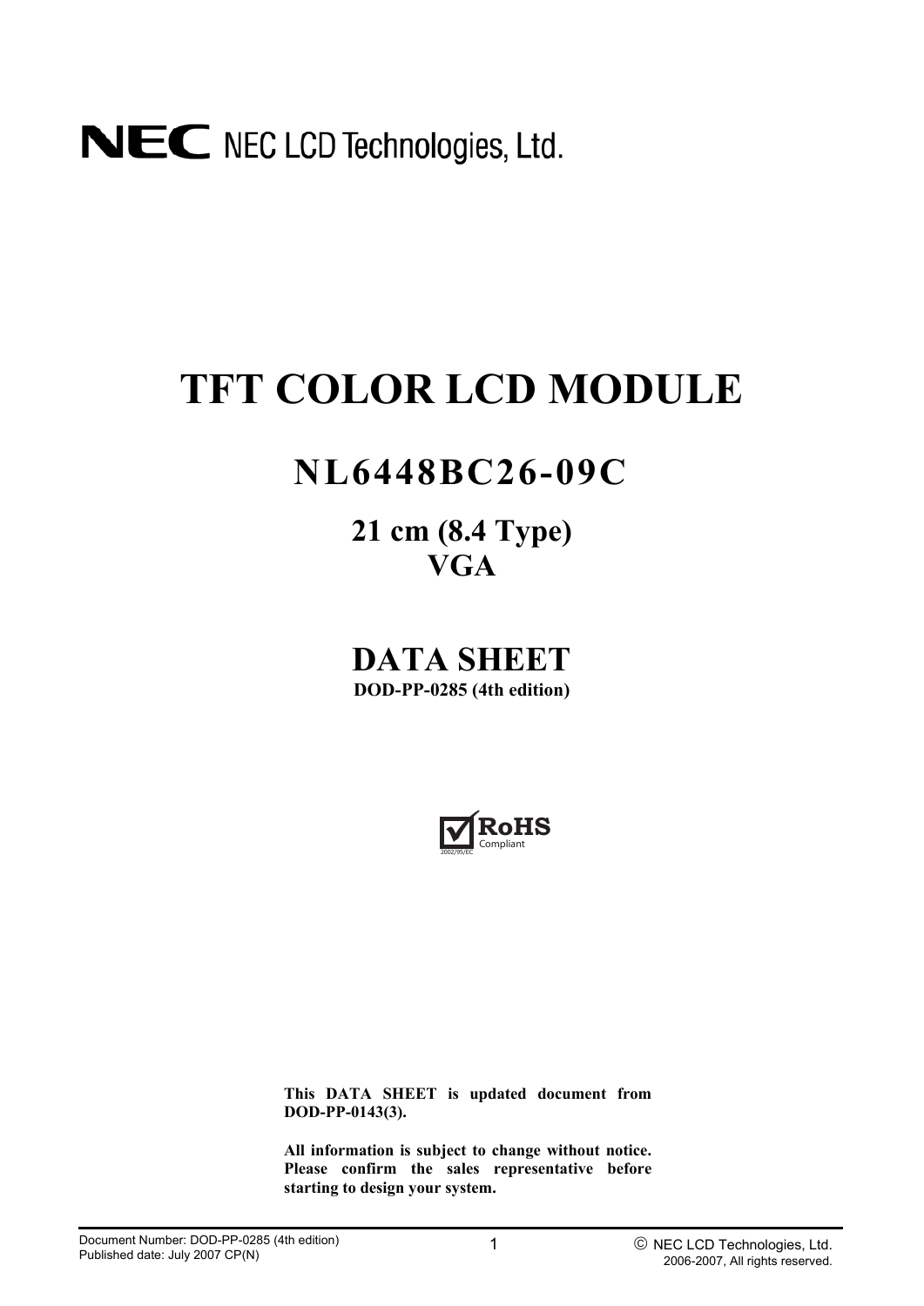NEC LCD Technologies, Ltd.

# TFT COLOR LCD MODULE

## NL6448BC26-09C

### 21 cm (8.4 Type)
### VGA

## DATA SHEET

**DOD-PP-0285 (4th edition)**

RoHS Compliant 2002/95/EC

**This DATA SHEET is updated document from DOD-PP-0143(3).**

**All information is subject to change without notice. Please confirm the sales representative before starting to design your system.**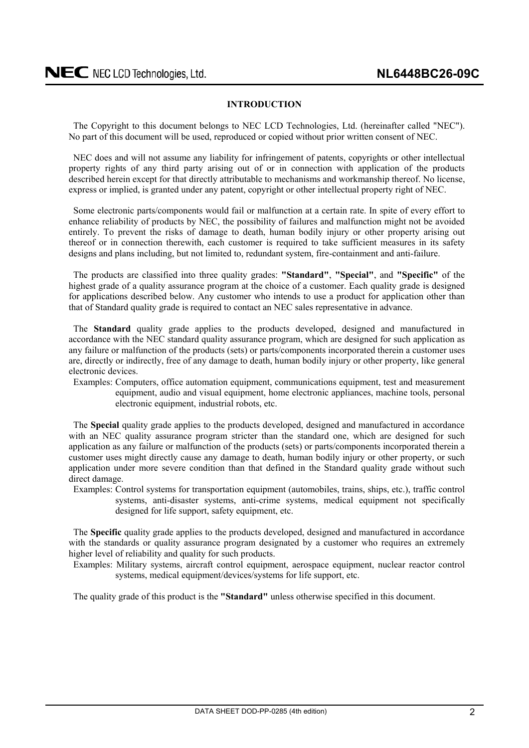## INTRODUCTION

The Copyright to this document belongs to NEC LCD Technologies, Ltd. (hereinafter called "NEC"). No part of this document will be used, reproduced or copied without prior written consent of NEC.

NEC does and will not assume any liability for infringement of patents, copyrights or other intellectual property rights of any third party arising out of or in connection with application of the products described herein except for that directly attributable to mechanisms and workmanship thereof. No license, express or implied, is granted under any patent, copyright or other intellectual property right of NEC.

Some electronic parts/components would fail or malfunction at a certain rate. In spite of every effort to enhance reliability of products by NEC, the possibility of failures and malfunction might not be avoided entirely. To prevent the risks of damage to death, human bodily injury or other property arising out thereof or in connection therewith, each customer is required to take sufficient measures in its safety designs and plans including, but not limited to, redundant system, fire-containment and anti-failure.

The products are classified into three quality grades: **"Standard"**, **"Special"**, and **"Specific"** of the highest grade of a quality assurance program at the choice of a customer. Each quality grade is designed for applications described below. Any customer who intends to use a product for application other than that of Standard quality grade is required to contact an NEC sales representative in advance.

The **Standard** quality grade applies to the products developed, designed and manufactured in accordance with the NEC standard quality assurance program, which are designed for such application as any failure or malfunction of the products (sets) or parts/components incorporated therein a customer uses are, directly or indirectly, free of any damage to death, human bodily injury or other property, like general electronic devices.

Examples: Computers, office automation equipment, communications equipment, test and measurement equipment, audio and visual equipment, home electronic appliances, machine tools, personal electronic equipment, industrial robots, etc.

The **Special** quality grade applies to the products developed, designed and manufactured in accordance with an NEC quality assurance program stricter than the standard one, which are designed for such application as any failure or malfunction of the products (sets) or parts/components incorporated therein a customer uses might directly cause any damage to death, human bodily injury or other property, or such application under more severe condition than that defined in the Standard quality grade without such direct damage.

Examples: Control systems for transportation equipment (automobiles, trains, ships, etc.), traffic control systems, anti-disaster systems, anti-crime systems, medical equipment not specifically designed for life support, safety equipment, etc.

The **Specific** quality grade applies to the products developed, designed and manufactured in accordance with the standards or quality assurance program designated by a customer who requires an extremely higher level of reliability and quality for such products.

Examples: Military systems, aircraft control equipment, aerospace equipment, nuclear reactor control systems, medical equipment/devices/systems for life support, etc.

The quality grade of this product is the **"Standard"** unless otherwise specified in this document.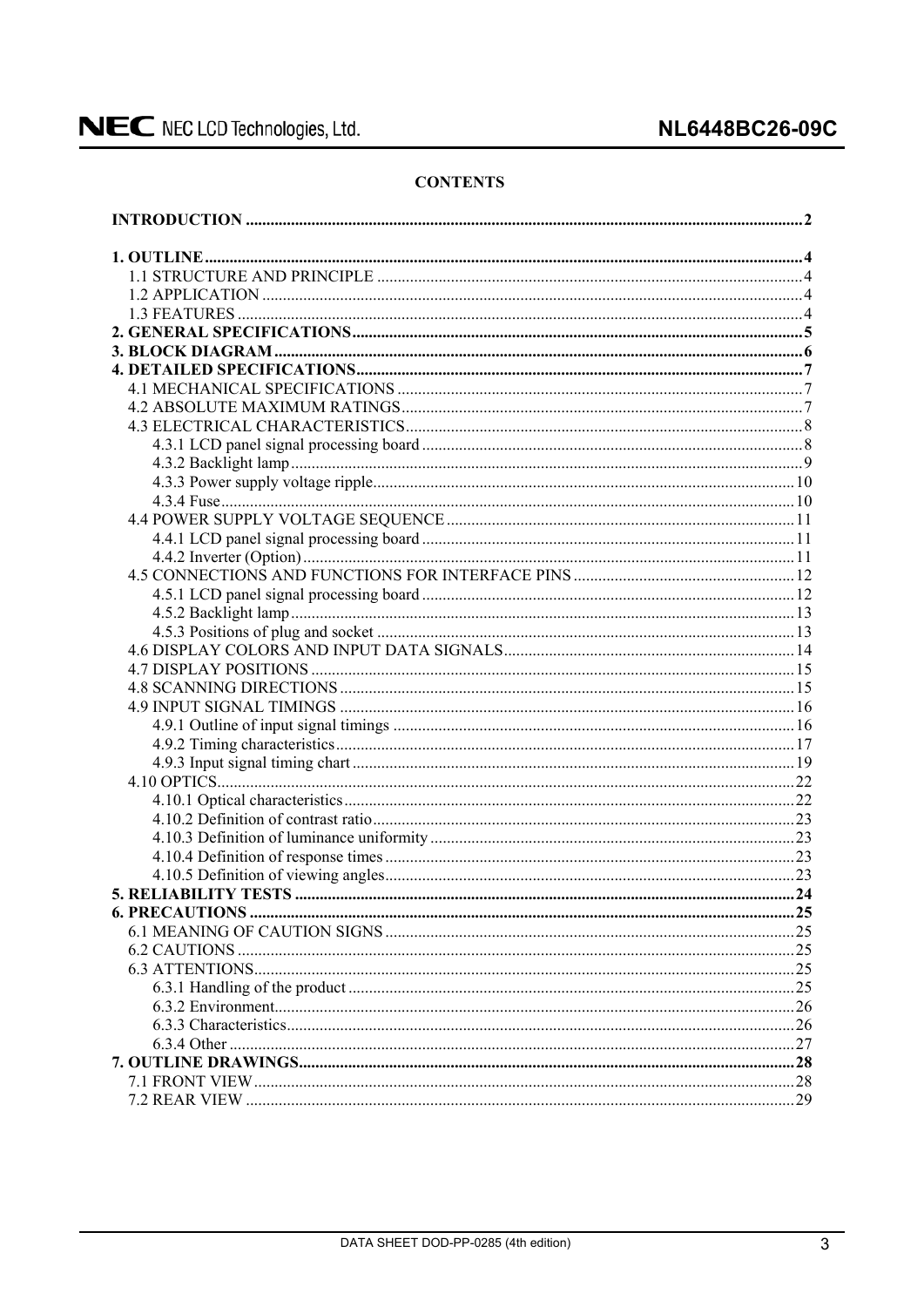## CONTENTS

**INTRODUCTION** .......... 2

**1. OUTLINE** .......... 4
- 1.1 STRUCTURE AND PRINCIPLE .......... 4
- 1.2 APPLICATION .......... 4
- 1.3 FEATURES .......... 4

**2. GENERAL SPECIFICATIONS** .......... 5

**3. BLOCK DIAGRAM** .......... 6

**4. DETAILED SPECIFICATIONS** .......... 7
- 4.1 MECHANICAL SPECIFICATIONS .......... 7
- 4.2 ABSOLUTE MAXIMUM RATINGS .......... 7
- 4.3 ELECTRICAL CHARACTERISTICS .......... 8
  - 4.3.1 LCD panel signal processing board .......... 8
  - 4.3.2 Backlight lamp .......... 9
  - 4.3.3 Power supply voltage ripple .......... 10
  - 4.3.4 Fuse .......... 10
- 4.4 POWER SUPPLY VOLTAGE SEQUENCE .......... 11
  - 4.4.1 LCD panel signal processing board .......... 11
  - 4.4.2 Inverter (Option) .......... 11
- 4.5 CONNECTIONS AND FUNCTIONS FOR INTERFACE PINS .......... 12
  - 4.5.1 LCD panel signal processing board .......... 12
  - 4.5.2 Backlight lamp .......... 13
  - 4.5.3 Positions of plug and socket .......... 13
- 4.6 DISPLAY COLORS AND INPUT DATA SIGNALS .......... 14
- 4.7 DISPLAY POSITIONS .......... 15
- 4.8 SCANNING DIRECTIONS .......... 15
- 4.9 INPUT SIGNAL TIMINGS .......... 16
  - 4.9.1 Outline of input signal timings .......... 16
  - 4.9.2 Timing characteristics .......... 17
  - 4.9.3 Input signal timing chart .......... 19
- 4.10 OPTICS .......... 22
  - 4.10.1 Optical characteristics .......... 22
  - 4.10.2 Definition of contrast ratio .......... 23
  - 4.10.3 Definition of luminance uniformity .......... 23
  - 4.10.4 Definition of response times .......... 23
  - 4.10.5 Definition of viewing angles .......... 23

**5. RELIABILITY TESTS** .......... 24

**6. PRECAUTIONS** .......... 25
- 6.1 MEANING OF CAUTION SIGNS .......... 25
- 6.2 CAUTIONS .......... 25
- 6.3 ATTENTIONS .......... 25
  - 6.3.1 Handling of the product .......... 25
  - 6.3.2 Environment .......... 26
  - 6.3.3 Characteristics .......... 26
  - 6.3.4 Other .......... 27

**7. OUTLINE DRAWINGS** .......... 28
- 7.1 FRONT VIEW .......... 28
- 7.2 REAR VIEW .......... 29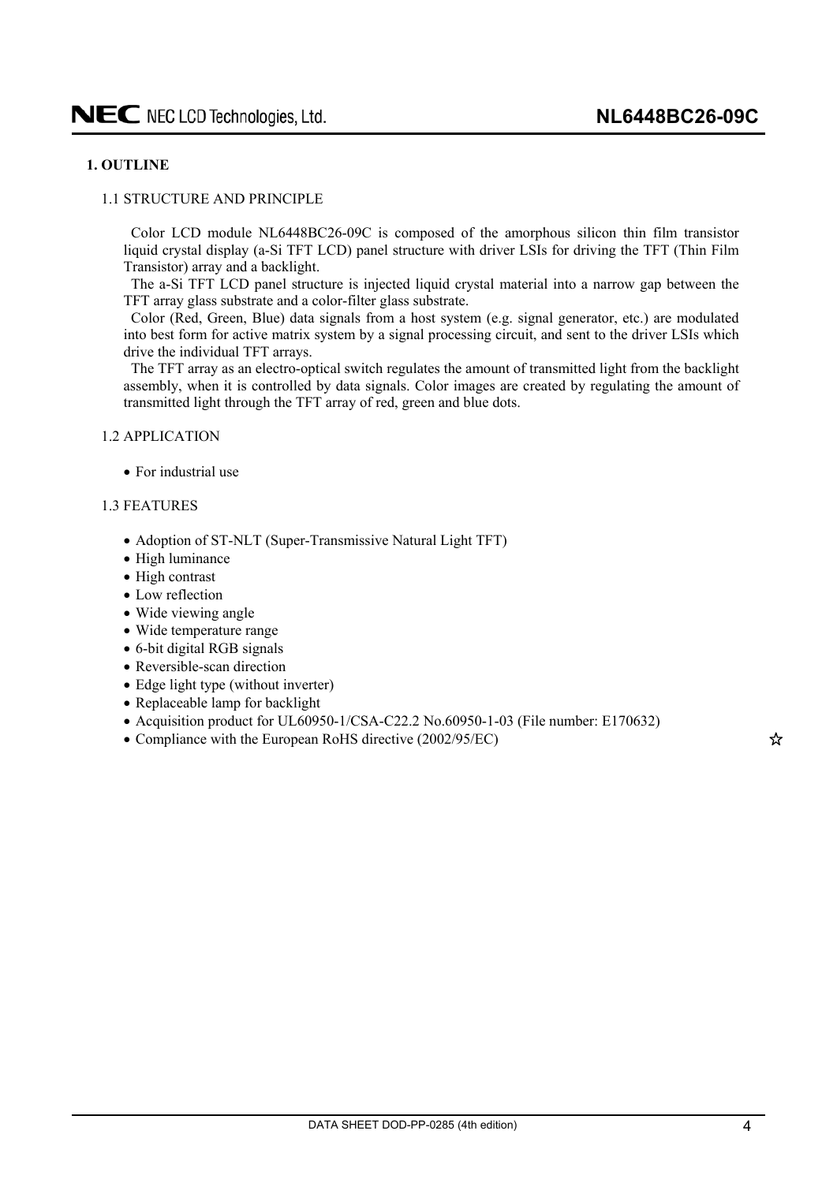# 1. OUTLINE

## 1.1 STRUCTURE AND PRINCIPLE

Color LCD module NL6448BC26-09C is composed of the amorphous silicon thin film transistor liquid crystal display (a-Si TFT LCD) panel structure with driver LSIs for driving the TFT (Thin Film Transistor) array and a backlight.

The a-Si TFT LCD panel structure is injected liquid crystal material into a narrow gap between the TFT array glass substrate and a color-filter glass substrate.

Color (Red, Green, Blue) data signals from a host system (e.g. signal generator, etc.) are modulated into best form for active matrix system by a signal processing circuit, and sent to the driver LSIs which drive the individual TFT arrays.

The TFT array as an electro-optical switch regulates the amount of transmitted light from the backlight assembly, when it is controlled by data signals. Color images are created by regulating the amount of transmitted light through the TFT array of red, green and blue dots.

## 1.2 APPLICATION

- For industrial use

## 1.3 FEATURES

- Adoption of ST-NLT (Super-Transmissive Natural Light TFT)
- High luminance
- High contrast
- Low reflection
- Wide viewing angle
- Wide temperature range
- 6-bit digital RGB signals
- Reversible-scan direction
- Edge light type (without inverter)
- Replaceable lamp for backlight
- Acquisition product for UL60950-1/CSA-C22.2 No.60950-1-03 (File number: E170632)
- Compliance with the European RoHS directive (2002/95/EC) ☆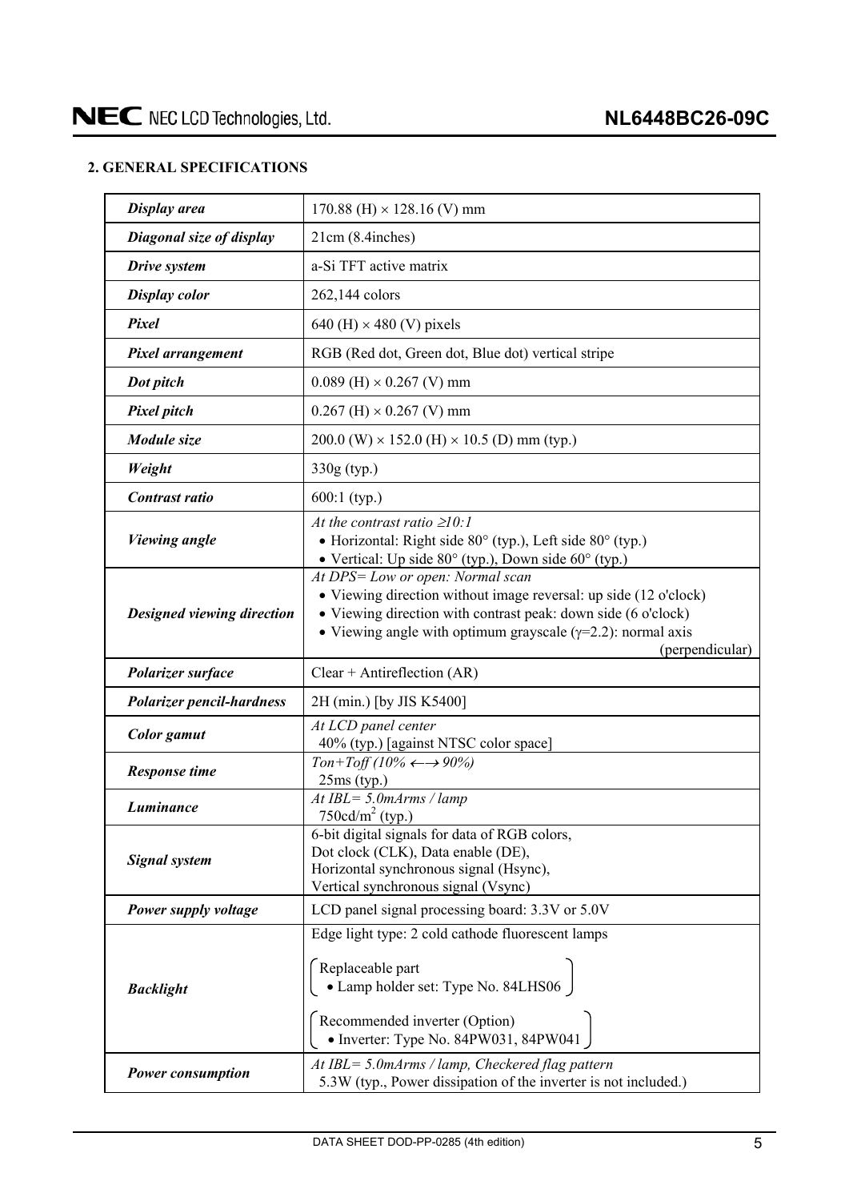## 2. GENERAL SPECIFICATIONS

| | |
|---|---|
| ***Display area*** | 170.88 (H) × 128.16 (V) mm |
| ***Diagonal size of display*** | 21cm (8.4inches) |
| ***Drive system*** | a-Si TFT active matrix |
| ***Display color*** | 262,144 colors |
| ***Pixel*** | 640 (H) × 480 (V) pixels |
| ***Pixel arrangement*** | RGB (Red dot, Green dot, Blue dot) vertical stripe |
| ***Dot pitch*** | 0.089 (H) × 0.267 (V) mm |
| ***Pixel pitch*** | 0.267 (H) × 0.267 (V) mm |
| ***Module size*** | 200.0 (W) × 152.0 (H) × 10.5 (D) mm (typ.) |
| ***Weight*** | 330g (typ.) |
| ***Contrast ratio*** | 600:1 (typ.) |
| ***Viewing angle*** | *At the contrast ratio ≥10:1*<br>• Horizontal: Right side 80° (typ.), Left side 80° (typ.)<br>• Vertical: Up side 80° (typ.), Down side 60° (typ.) |
| ***Designed viewing direction*** | *At DPS= Low or open: Normal scan*<br>• Viewing direction without image reversal: up side (12 o'clock)<br>• Viewing direction with contrast peak: down side (6 o'clock)<br>• Viewing angle with optimum grayscale ($\gamma$=2.2): normal axis (perpendicular) |
| ***Polarizer surface*** | Clear + Antireflection (AR) |
| ***Polarizer pencil-hardness*** | 2H (min.) [by JIS K5400] |
| ***Color gamut*** | *At LCD panel center*<br>40% (typ.) [against NTSC color space] |
| ***Response time*** | *Ton+Toff (10% ←→ 90%)*<br>25ms (typ.) |
| ***Luminance*** | *At IBL= 5.0mArms / lamp*<br>750cd/m$^2$ (typ.) |
| ***Signal system*** | 6-bit digital signals for data of RGB colors,<br>Dot clock (CLK), Data enable (DE),<br>Horizontal synchronous signal (Hsync),<br>Vertical synchronous signal (Vsync) |
| ***Power supply voltage*** | LCD panel signal processing board: 3.3V or 5.0V |
| ***Backlight*** | Edge light type: 2 cold cathode fluorescent lamps<br><br>( Replaceable part<br>• Lamp holder set: Type No. 84LHS06 )<br><br>( Recommended inverter (Option)<br>• Inverter: Type No. 84PW031, 84PW041 ) |
| ***Power consumption*** | *At IBL= 5.0mArms / lamp, Checkered flag pattern*<br>5.3W (typ., Power dissipation of the inverter is not included.) |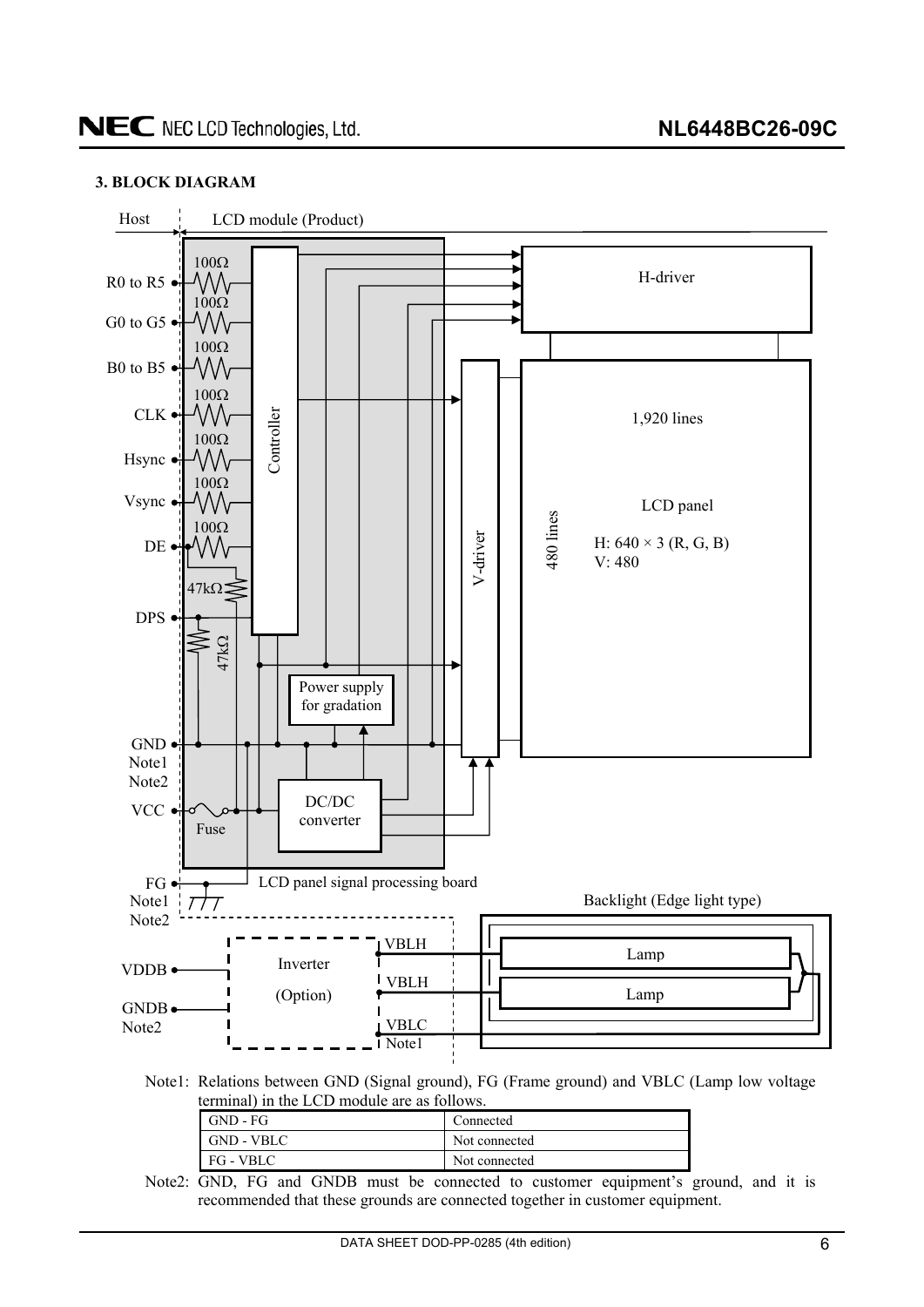## 3. BLOCK DIAGRAM

Host | LCD module (Product)

R0 to R5, G0 to G5, B0 to B5, CLK, Hsync, Vsync, DE — 100Ω — Controller

DPS — 47kΩ / 47kΩ

GND Note1 Note2

VCC — Fuse — DC/DC converter

Power supply for gradation

H-driver

V-driver

LCD panel — 1,920 lines — 480 lines — H: 640 × 3 (R, G, B) V: 480

FG Note1 Note2

LCD panel signal processing board

Backlight (Edge light type)

VDDB, GNDB Note2 — Inverter (Option) — VBLH, VBLH, VBLC Note1 — Lamp, Lamp

Note1: Relations between GND (Signal ground), FG (Frame ground) and VBLC (Lamp low voltage terminal) in the LCD module are as follows.

| | |
|---|---|
| GND - FG | Connected |
| GND - VBLC | Not connected |
| FG - VBLC | Not connected |

Note2: GND, FG and GNDB must be connected to customer equipment's ground, and it is recommended that these grounds are connected together in customer equipment.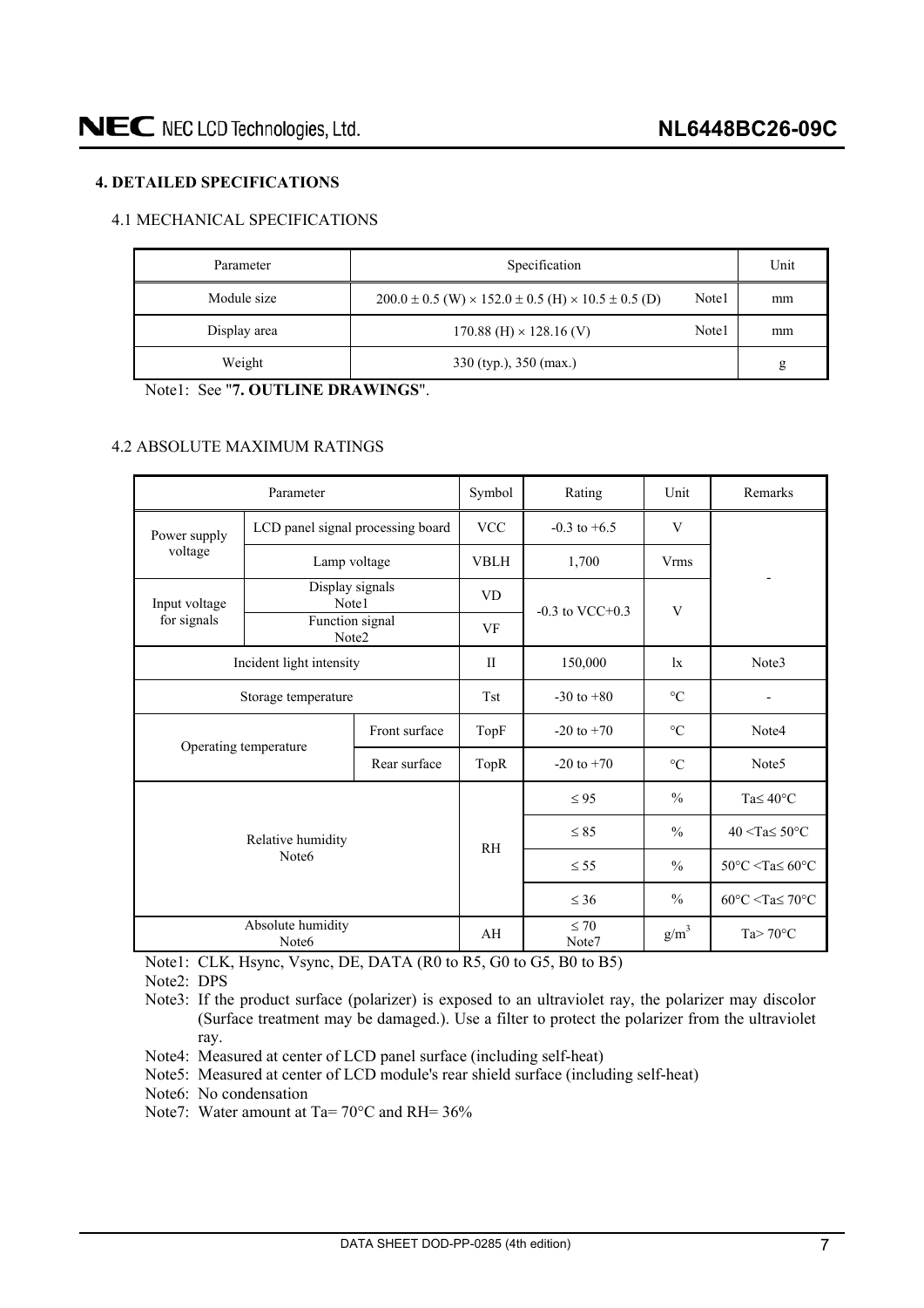## 4. DETAILED SPECIFICATIONS

### 4.1 MECHANICAL SPECIFICATIONS

| Parameter | Specification | | Unit |
|---|---|---|---|
| Module size | 200.0 ± 0.5 (W) × 152.0 ± 0.5 (H) × 10.5 ± 0.5 (D) | Note1 | mm |
| Display area | 170.88 (H) × 128.16 (V) | Note1 | mm |
| Weight | 330 (typ.), 350 (max.) | | g |

Note1: See "**7. OUTLINE DRAWINGS**".

### 4.2 ABSOLUTE MAXIMUM RATINGS

| Parameter | | Symbol | Rating | Unit | Remarks |
|---|---|---|---|---|---|
| Power supply voltage | LCD panel signal processing board | VCC | -0.3 to +6.5 | V | - |
| | Lamp voltage | VBLH | 1,700 | Vrms | |
| Input voltage for signals | Display signals Note1 | VD | -0.3 to VCC+0.3 | V | |
| | Function signal Note2 | VF | | | |
| Incident light intensity | | II | 150,000 | lx | Note3 |
| Storage temperature | | Tst | -30 to +80 | °C | - |
| Operating temperature | Front surface | TopF | -20 to +70 | °C | Note4 |
| | Rear surface | TopR | -20 to +70 | °C | Note5 |
| Relative humidity Note6 | | RH | ≤ 95 | % | Ta≤ 40°C |
| | | | ≤ 85 | % | 40 <Ta≤ 50°C |
| | | | ≤ 55 | % | 50°C <Ta≤ 60°C |
| | | | ≤ 36 | % | 60°C <Ta≤ 70°C |
| Absolute humidity Note6 | | AH | ≤ 70 Note7 | $g/m^3$ | Ta> 70°C |

Note1: CLK, Hsync, Vsync, DE, DATA (R0 to R5, G0 to G5, B0 to B5)

Note2: DPS

Note3: If the product surface (polarizer) is exposed to an ultraviolet ray, the polarizer may discolor (Surface treatment may be damaged.). Use a filter to protect the polarizer from the ultraviolet ray.

Note4: Measured at center of LCD panel surface (including self-heat)

Note5: Measured at center of LCD module's rear shield surface (including self-heat)

Note6: No condensation

Note7: Water amount at Ta= 70°C and RH= 36%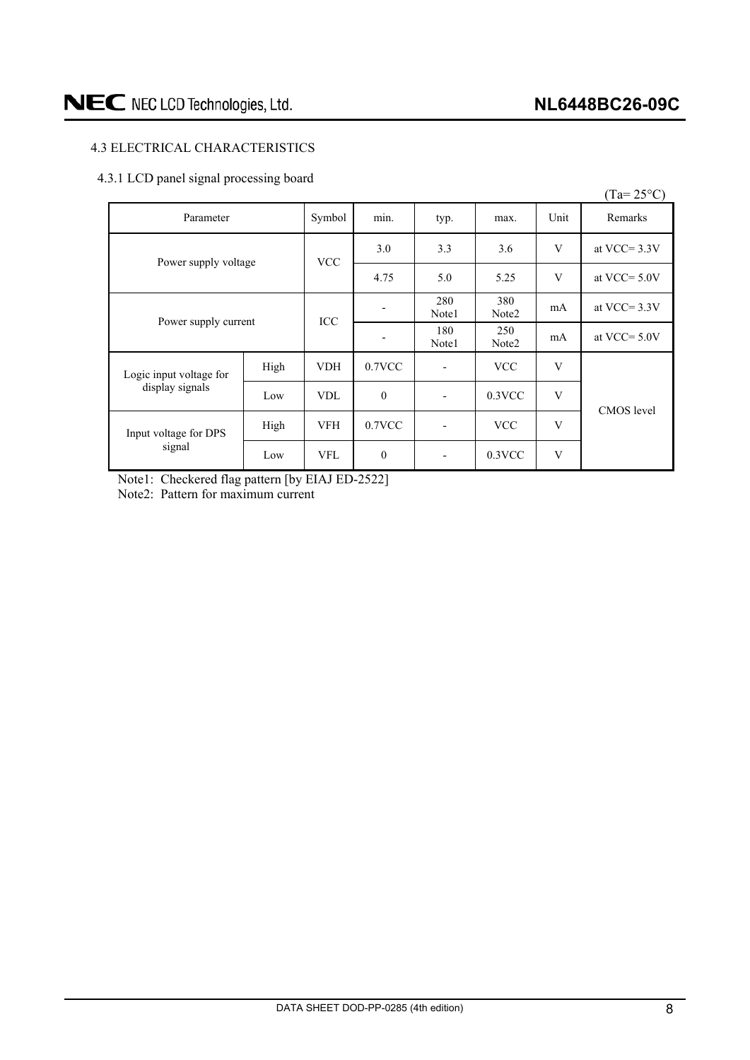## 4.3 ELECTRICAL CHARACTERISTICS

### 4.3.1 LCD panel signal processing board

(Ta= 25°C)

| Parameter | | Symbol | min. | typ. | max. | Unit | Remarks |
|---|---|---|---|---|---|---|---|
| Power supply voltage | | VCC | 3.0 | 3.3 | 3.6 | V | at VCC= 3.3V |
| | | | 4.75 | 5.0 | 5.25 | V | at VCC= 5.0V |
| Power supply current | | ICC | - | 280 Note1 | 380 Note2 | mA | at VCC= 3.3V |
| | | | - | 180 Note1 | 250 Note2 | mA | at VCC= 5.0V |
| Logic input voltage for display signals | High | VDH | 0.7VCC | - | VCC | V | CMOS level |
| | Low | VDL | 0 | - | 0.3VCC | V | |
| Input voltage for DPS signal | High | VFH | 0.7VCC | - | VCC | V | |
| | Low | VFL | 0 | - | 0.3VCC | V | |

Note1: Checkered flag pattern [by EIAJ ED-2522]

Note2: Pattern for maximum current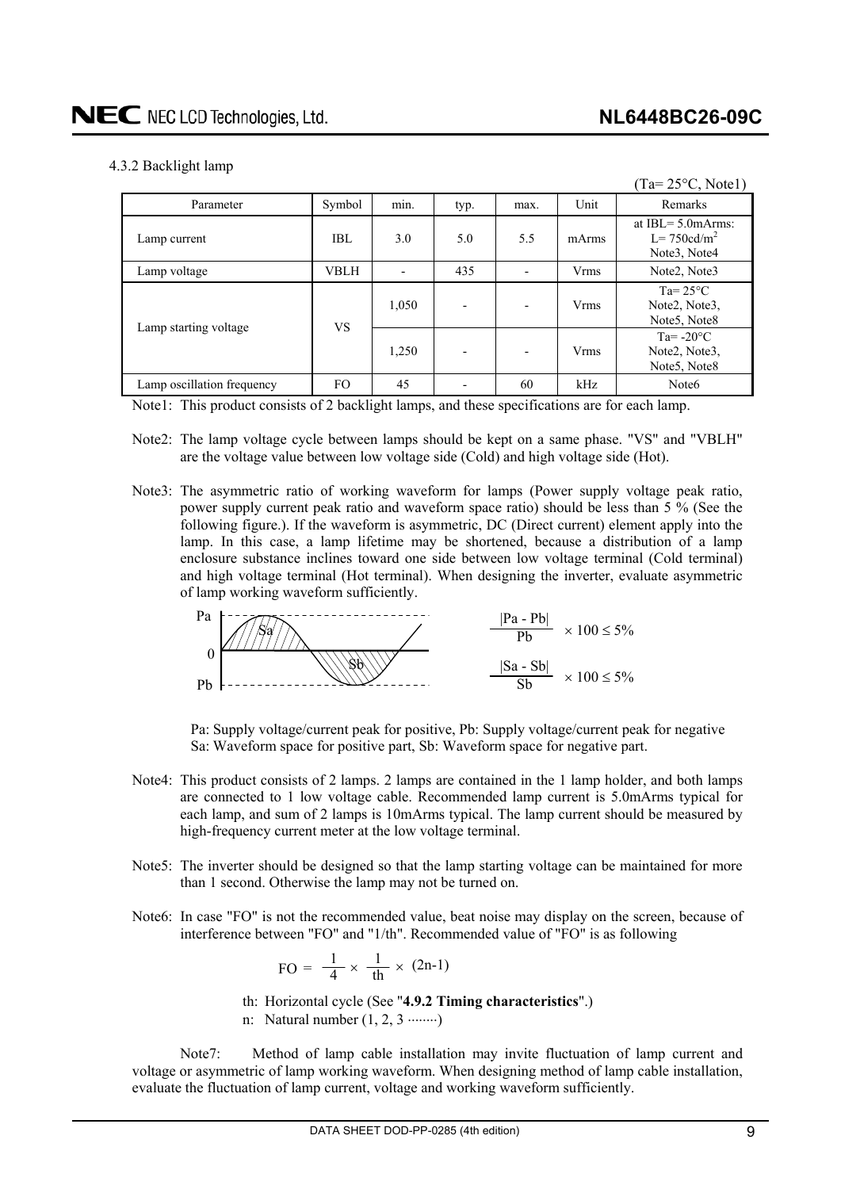4.3.2 Backlight lamp

(Ta= 25°C, Note1)

| Parameter | Symbol | min. | typ. | max. | Unit | Remarks |
|---|---|---|---|---|---|---|
| Lamp current | IBL | 3.0 | 5.0 | 5.5 | mArms | at IBL= 5.0mArms: L= 750cd/$m^2$ Note3, Note4 |
| Lamp voltage | VBLH | - | 435 | - | Vrms | Note2, Note3 |
| Lamp starting voltage | VS | 1,050 | - | - | Vrms | Ta= 25°C Note2, Note3, Note5, Note8 |
| | | 1,250 | - | - | Vrms | Ta= -20°C Note2, Note3, Note5, Note8 |
| Lamp oscillation frequency | FO | 45 | - | 60 | kHz | Note6 |

Note1: This product consists of 2 backlight lamps, and these specifications are for each lamp.

Note2: The lamp voltage cycle between lamps should be kept on a same phase. "VS" and "VBLH" are the voltage value between low voltage side (Cold) and high voltage side (Hot).

Note3: The asymmetric ratio of working waveform for lamps (Power supply voltage peak ratio, power supply current peak ratio and waveform space ratio) should be less than 5 % (See the following figure.). If the waveform is asymmetric, DC (Direct current) element apply into the lamp. In this case, a lamp lifetime may be shortened, because a distribution of a lamp enclosure substance inclines toward one side between low voltage terminal (Cold terminal) and high voltage terminal (Hot terminal). When designing the inverter, evaluate asymmetric of lamp working waveform sufficiently.

$$\frac{|Pa - Pb|}{Pb} \times 100 \leq 5\%$$

$$\frac{|Sa - Sb|}{Sb} \times 100 \leq 5\%$$

Pa: Supply voltage/current peak for positive, Pb: Supply voltage/current peak for negative
Sa: Waveform space for positive part, Sb: Waveform space for negative part.

Note4: This product consists of 2 lamps. 2 lamps are contained in the 1 lamp holder, and both lamps are connected to 1 low voltage cable. Recommended lamp current is 5.0mArms typical for each lamp, and sum of 2 lamps is 10mArms typical. The lamp current should be measured by high-frequency current meter at the low voltage terminal.

Note5: The inverter should be designed so that the lamp starting voltage can be maintained for more than 1 second. Otherwise the lamp may not be turned on.

Note6: In case "FO" is not the recommended value, beat noise may display on the screen, because of interference between "FO" and "1/th". Recommended value of "FO" is as following

$$FO = \frac{1}{4} \times \frac{1}{th} \times (2n-1)$$

th: Horizontal cycle (See "**4.9.2 Timing characteristics**".)
n: Natural number (1, 2, 3 ········)

Note7: Method of lamp cable installation may invite fluctuation of lamp current and voltage or asymmetric of lamp working waveform. When designing method of lamp cable installation, evaluate the fluctuation of lamp current, voltage and working waveform sufficiently.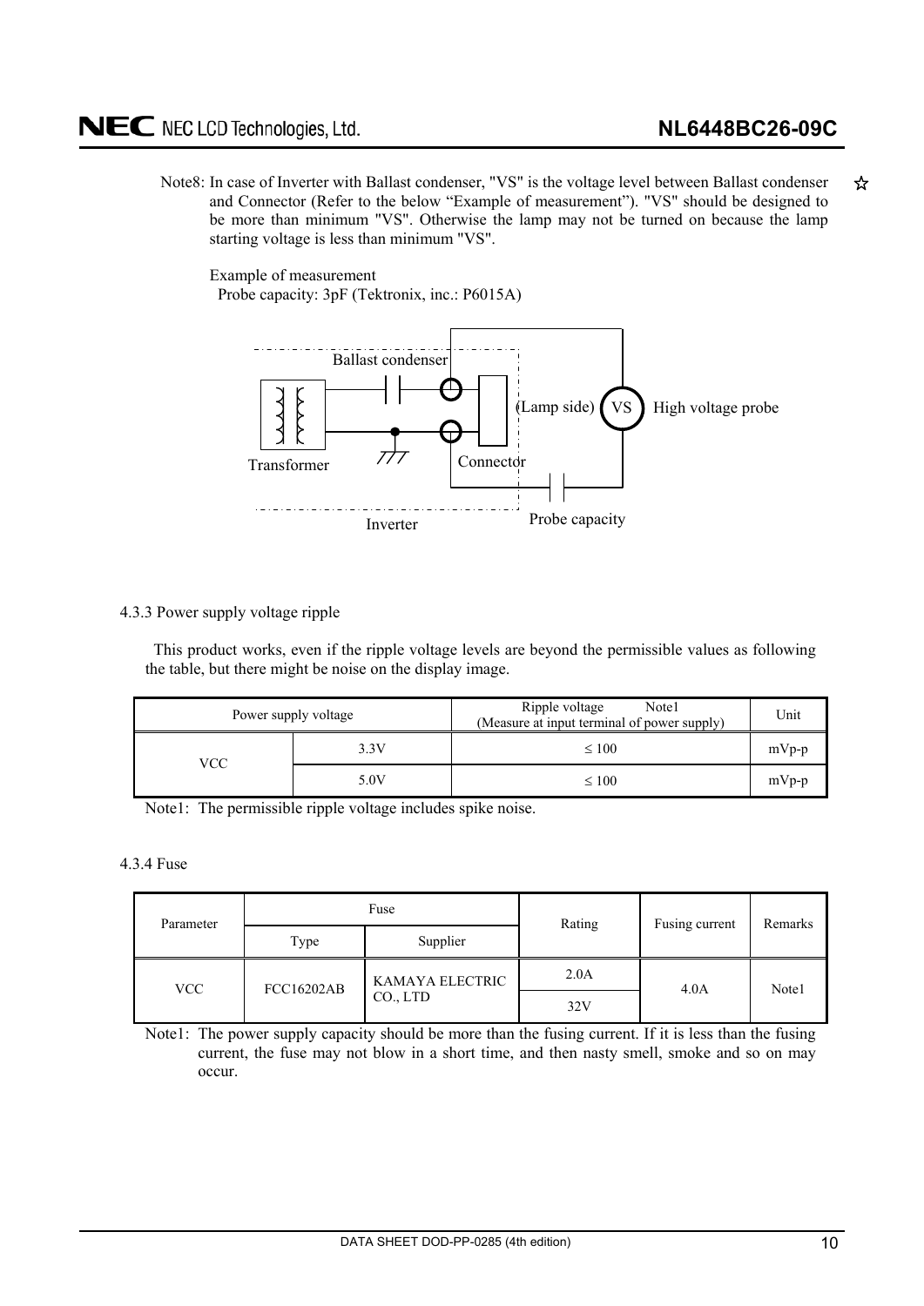Note8: In case of Inverter with Ballast condenser, "VS" is the voltage level between Ballast condenser and Connector (Refer to the below "Example of measurement"). "VS" should be designed to be more than minimum "VS". Otherwise the lamp may not be turned on because the lamp starting voltage is less than minimum "VS". ☆

Example of measurement

Probe capacity: 3pF (Tektronix, inc.: P6015A)

Ballast condenser

(Lamp side) VS High voltage probe

Transformer

Connector

Probe capacity

Inverter

4.3.3 Power supply voltage ripple

This product works, even if the ripple voltage levels are beyond the permissible values as following the table, but there might be noise on the display image.

| Power supply voltage | | Ripple voltage Note1 (Measure at input terminal of power supply) | Unit |
|---|---|---|---|
| VCC | 3.3V | ≤ 100 | mVp-p |
| | 5.0V | ≤ 100 | mVp-p |

Note1: The permissible ripple voltage includes spike noise.

4.3.4 Fuse

| Parameter | Fuse | | Rating | Fusing current | Remarks |
|---|---|---|---|---|---|
| | Type | Supplier | | | |
| VCC | FCC16202AB | KAMAYA ELECTRIC CO., LTD | 2.0A | 4.0A | Note1 |
| | | | 32V | | |

Note1: The power supply capacity should be more than the fusing current. If it is less than the fusing current, the fuse may not blow in a short time, and then nasty smell, smoke and so on may occur.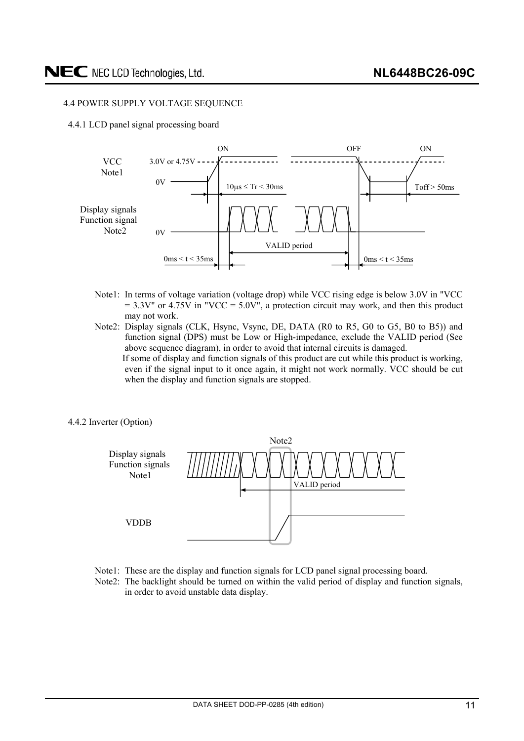## 4.4 POWER SUPPLY VOLTAGE SEQUENCE

### 4.4.1 LCD panel signal processing board

Note1: In terms of voltage variation (voltage drop) while VCC rising edge is below 3.0V in "VCC = 3.3V" or 4.75V in "VCC = 5.0V", a protection circuit may work, and then this product may not work.

Note2: Display signals (CLK, Hsync, Vsync, DE, DATA (R0 to R5, G0 to G5, B0 to B5)) and function signal (DPS) must be Low or High-impedance, exclude the VALID period (See above sequence diagram), in order to avoid that internal circuits is damaged.
If some of display and function signals of this product are cut while this product is working, even if the signal input to it once again, it might not work normally. VCC should be cut when the display and function signals are stopped.

### 4.4.2 Inverter (Option)

Note1: These are the display and function signals for LCD panel signal processing board.

Note2: The backlight should be turned on within the valid period of display and function signals, in order to avoid unstable data display.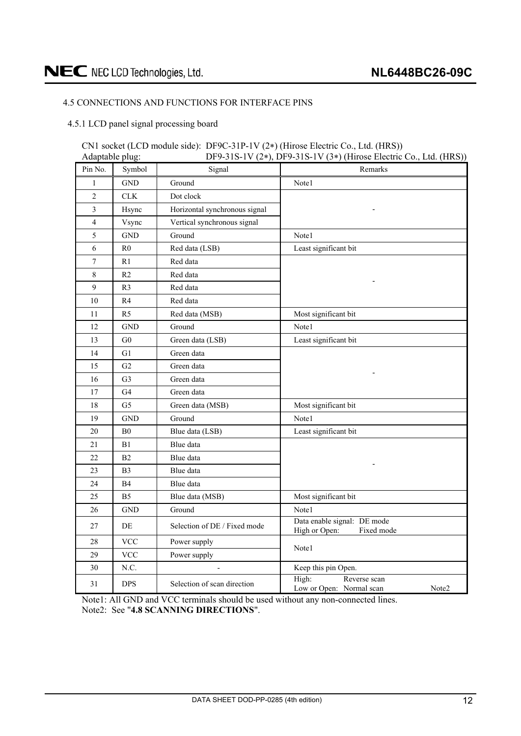### 4.5 CONNECTIONS AND FUNCTIONS FOR INTERFACE PINS

#### 4.5.1 LCD panel signal processing board

CN1 socket (LCD module side): DF9C-31P-1V (2∗) (Hirose Electric Co., Ltd. (HRS))
Adaptable plug: DF9-31S-1V (2∗), DF9-31S-1V (3∗) (Hirose Electric Co., Ltd. (HRS))

| Pin No. | Symbol | Signal | Remarks |
|---|---|---|---|
| 1 | GND | Ground | Note1 |
| 2 | CLK | Dot clock | - |
| 3 | Hsync | Horizontal synchronous signal | |
| 4 | Vsync | Vertical synchronous signal | |
| 5 | GND | Ground | Note1 |
| 6 | R0 | Red data (LSB) | Least significant bit |
| 7 | R1 | Red data | - |
| 8 | R2 | Red data | |
| 9 | R3 | Red data | |
| 10 | R4 | Red data | |
| 11 | R5 | Red data (MSB) | Most significant bit |
| 12 | GND | Ground | Note1 |
| 13 | G0 | Green data (LSB) | Least significant bit |
| 14 | G1 | Green data | - |
| 15 | G2 | Green data | |
| 16 | G3 | Green data | |
| 17 | G4 | Green data | |
| 18 | G5 | Green data (MSB) | Most significant bit |
| 19 | GND | Ground | Note1 |
| 20 | B0 | Blue data (LSB) | Least significant bit |
| 21 | B1 | Blue data | - |
| 22 | B2 | Blue data | |
| 23 | B3 | Blue data | |
| 24 | B4 | Blue data | |
| 25 | B5 | Blue data (MSB) | Most significant bit |
| 26 | GND | Ground | Note1 |
| 27 | DE | Selection of DE / Fixed mode | Data enable signal: DE mode<br>High or Open: Fixed mode |
| 28 | VCC | Power supply | Note1 |
| 29 | VCC | Power supply | |
| 30 | N.C. | - | Keep this pin Open. |
| 31 | DPS | Selection of scan direction | High: Reverse scan<br>Low or Open: Normal scan Note2 |

Note1: All GND and VCC terminals should be used without any non-connected lines.
Note2: See "**4.8 SCANNING DIRECTIONS**".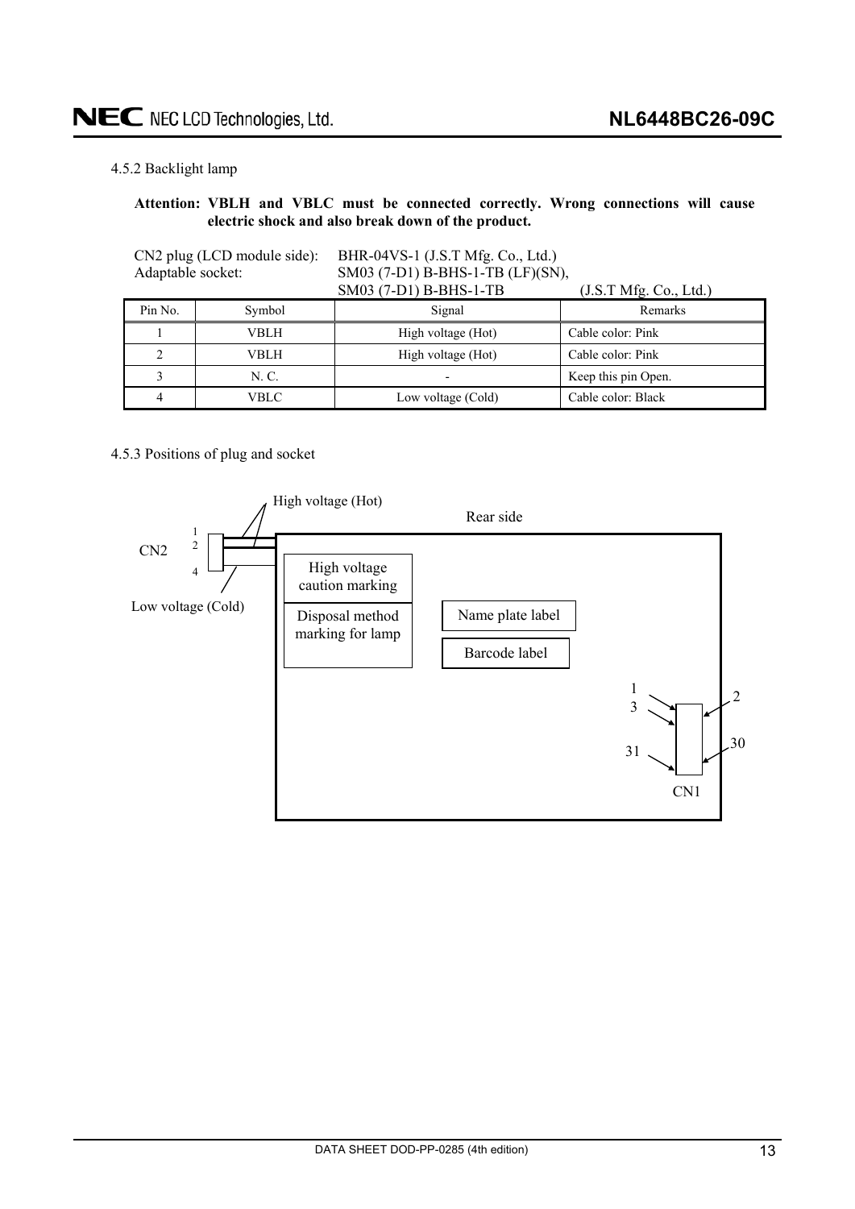4.5.2 Backlight lamp

**Attention: VBLH and VBLC must be connected correctly. Wrong connections will cause electric shock and also break down of the product.**

CN2 plug (LCD module side): BHR-04VS-1 (J.S.T Mfg. Co., Ltd.)
Adaptable socket: SM03 (7-D1) B-BHS-1-TB (LF)(SN), SM03 (7-D1) B-BHS-1-TB (J.S.T Mfg. Co., Ltd.)

| Pin No. | Symbol | Signal | Remarks |
|---|---|---|---|
| 1 | VBLH | High voltage (Hot) | Cable color: Pink |
| 2 | VBLH | High voltage (Hot) | Cable color: Pink |
| 3 | N. C. | - | Keep this pin Open. |
| 4 | VBLC | Low voltage (Cold) | Cable color: Black |

4.5.3 Positions of plug and socket

High voltage (Hot)

Rear side

CN2 1 2 4

Low voltage (Cold)

High voltage caution marking

Disposal method marking for lamp

Name plate label

Barcode label

1 3 31 2 30

CN1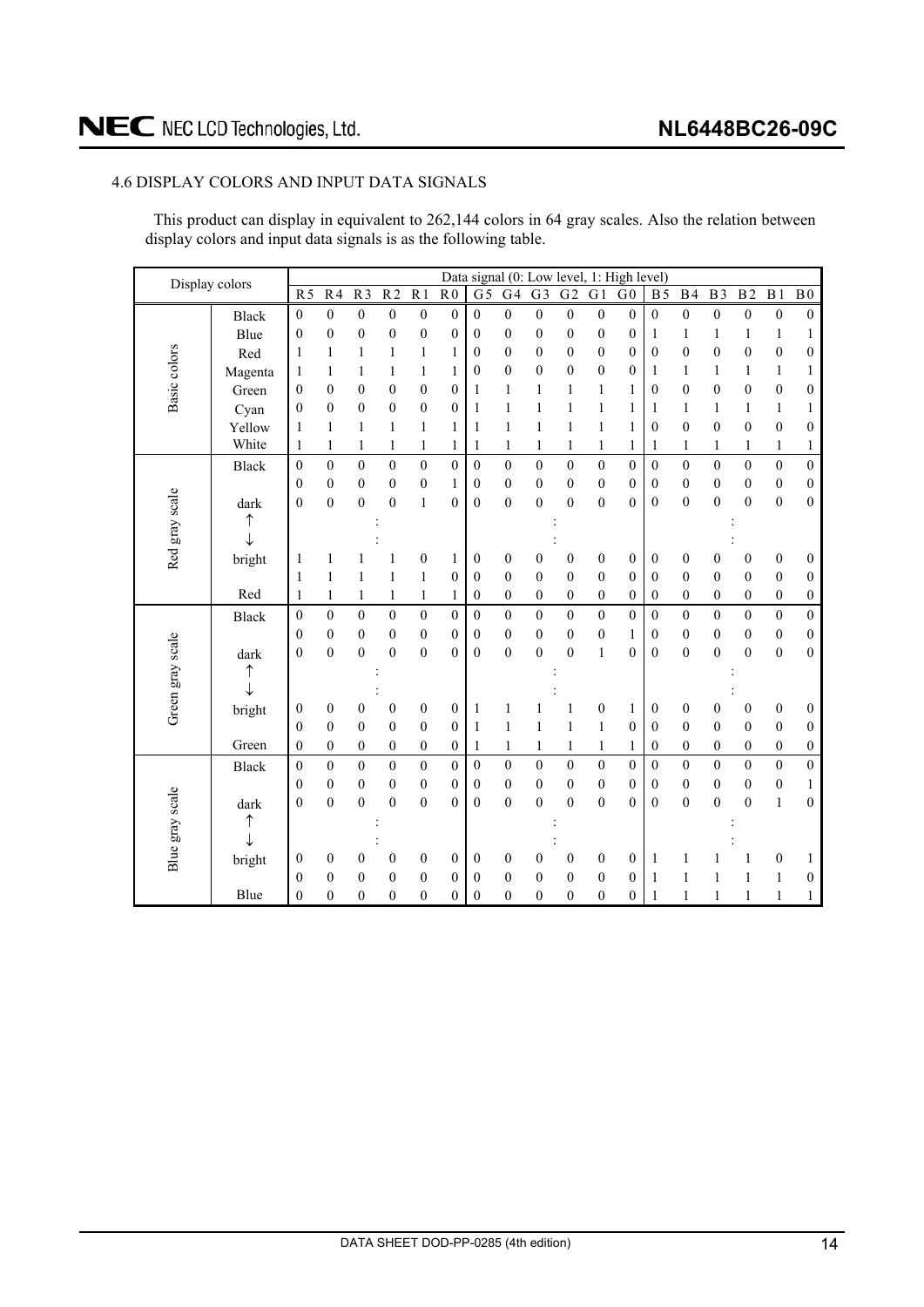## 4.6 DISPLAY COLORS AND INPUT DATA SIGNALS

This product can display in equivalent to 262,144 colors in 64 gray scales. Also the relation between display colors and input data signals is as the following table.

| Display colors | | Data signal (0: Low level, 1: High level) | | | | | | | | | | | | | | | | | |
|---|---|---|---|---|---|---|---|---|---|---|---|---|---|---|---|---|---|---|---|
| | | R5 | R4 | R3 | R2 | R1 | R0 | G5 | G4 | G3 | G2 | G1 | G0 | B5 | B4 | B3 | B2 | B1 | B0 |
| Basic colors | Black | 0 | 0 | 0 | 0 | 0 | 0 | 0 | 0 | 0 | 0 | 0 | 0 | 0 | 0 | 0 | 0 | 0 | 0 |
| | Blue | 0 | 0 | 0 | 0 | 0 | 0 | 0 | 0 | 0 | 0 | 0 | 0 | 1 | 1 | 1 | 1 | 1 | 1 |
| | Red | 1 | 1 | 1 | 1 | 1 | 1 | 0 | 0 | 0 | 0 | 0 | 0 | 0 | 0 | 0 | 0 | 0 | 0 |
| | Magenta | 1 | 1 | 1 | 1 | 1 | 1 | 0 | 0 | 0 | 0 | 0 | 0 | 1 | 1 | 1 | 1 | 1 | 1 |
| | Green | 0 | 0 | 0 | 0 | 0 | 0 | 1 | 1 | 1 | 1 | 1 | 1 | 0 | 0 | 0 | 0 | 0 | 0 |
| | Cyan | 0 | 0 | 0 | 0 | 0 | 0 | 1 | 1 | 1 | 1 | 1 | 1 | 1 | 1 | 1 | 1 | 1 | 1 |
| | Yellow | 1 | 1 | 1 | 1 | 1 | 1 | 1 | 1 | 1 | 1 | 1 | 1 | 0 | 0 | 0 | 0 | 0 | 0 |
| | White | 1 | 1 | 1 | 1 | 1 | 1 | 1 | 1 | 1 | 1 | 1 | 1 | 1 | 1 | 1 | 1 | 1 | 1 |
| Red gray scale | Black | 0 | 0 | 0 | 0 | 0 | 0 | 0 | 0 | 0 | 0 | 0 | 0 | 0 | 0 | 0 | 0 | 0 | 0 |
| | | 0 | 0 | 0 | 0 | 0 | 1 | 0 | 0 | 0 | 0 | 0 | 0 | 0 | 0 | 0 | 0 | 0 | 0 |
| | dark | 0 | 0 | 0 | 0 | 1 | 0 | 0 | 0 | 0 | 0 | 0 | 0 | 0 | 0 | 0 | 0 | 0 | 0 |
| | ↑ | | | : | | | | | | : | | | | | | : | | | |
| | ↓ | | | : | | | | | | : | | | | | | : | | | |
| | bright | 1 | 1 | 1 | 1 | 0 | 1 | 0 | 0 | 0 | 0 | 0 | 0 | 0 | 0 | 0 | 0 | 0 | 0 |
| | | 1 | 1 | 1 | 1 | 1 | 0 | 0 | 0 | 0 | 0 | 0 | 0 | 0 | 0 | 0 | 0 | 0 | 0 |
| | Red | 1 | 1 | 1 | 1 | 1 | 1 | 0 | 0 | 0 | 0 | 0 | 0 | 0 | 0 | 0 | 0 | 0 | 0 |
| Green gray scale | Black | 0 | 0 | 0 | 0 | 0 | 0 | 0 | 0 | 0 | 0 | 0 | 0 | 0 | 0 | 0 | 0 | 0 | 0 |
| | | 0 | 0 | 0 | 0 | 0 | 0 | 0 | 0 | 0 | 0 | 0 | 1 | 0 | 0 | 0 | 0 | 0 | 0 |
| | dark | 0 | 0 | 0 | 0 | 0 | 0 | 0 | 0 | 0 | 0 | 1 | 0 | 0 | 0 | 0 | 0 | 0 | 0 |
| | ↑ | | | : | | | | | | : | | | | | | : | | | |
| | ↓ | | | : | | | | | | : | | | | | | : | | | |
| | bright | 0 | 0 | 0 | 0 | 0 | 0 | 1 | 1 | 1 | 1 | 0 | 1 | 0 | 0 | 0 | 0 | 0 | 0 |
| | | 0 | 0 | 0 | 0 | 0 | 0 | 1 | 1 | 1 | 1 | 1 | 0 | 0 | 0 | 0 | 0 | 0 | 0 |
| | Green | 0 | 0 | 0 | 0 | 0 | 0 | 1 | 1 | 1 | 1 | 1 | 1 | 0 | 0 | 0 | 0 | 0 | 0 |
| Blue gray scale | Black | 0 | 0 | 0 | 0 | 0 | 0 | 0 | 0 | 0 | 0 | 0 | 0 | 0 | 0 | 0 | 0 | 0 | 0 |
| | | 0 | 0 | 0 | 0 | 0 | 0 | 0 | 0 | 0 | 0 | 0 | 0 | 0 | 0 | 0 | 0 | 0 | 1 |
| | dark | 0 | 0 | 0 | 0 | 0 | 0 | 0 | 0 | 0 | 0 | 0 | 0 | 0 | 0 | 0 | 0 | 1 | 0 |
| | ↑ | | | : | | | | | | : | | | | | | : | | | |
| | ↓ | | | : | | | | | | : | | | | | | : | | | |
| | bright | 0 | 0 | 0 | 0 | 0 | 0 | 0 | 0 | 0 | 0 | 0 | 0 | 1 | 1 | 1 | 1 | 0 | 1 |
| | | 0 | 0 | 0 | 0 | 0 | 0 | 0 | 0 | 0 | 0 | 0 | 0 | 1 | 1 | 1 | 1 | 1 | 0 |
| | Blue | 0 | 0 | 0 | 0 | 0 | 0 | 0 | 0 | 0 | 0 | 0 | 0 | 1 | 1 | 1 | 1 | 1 | 1 |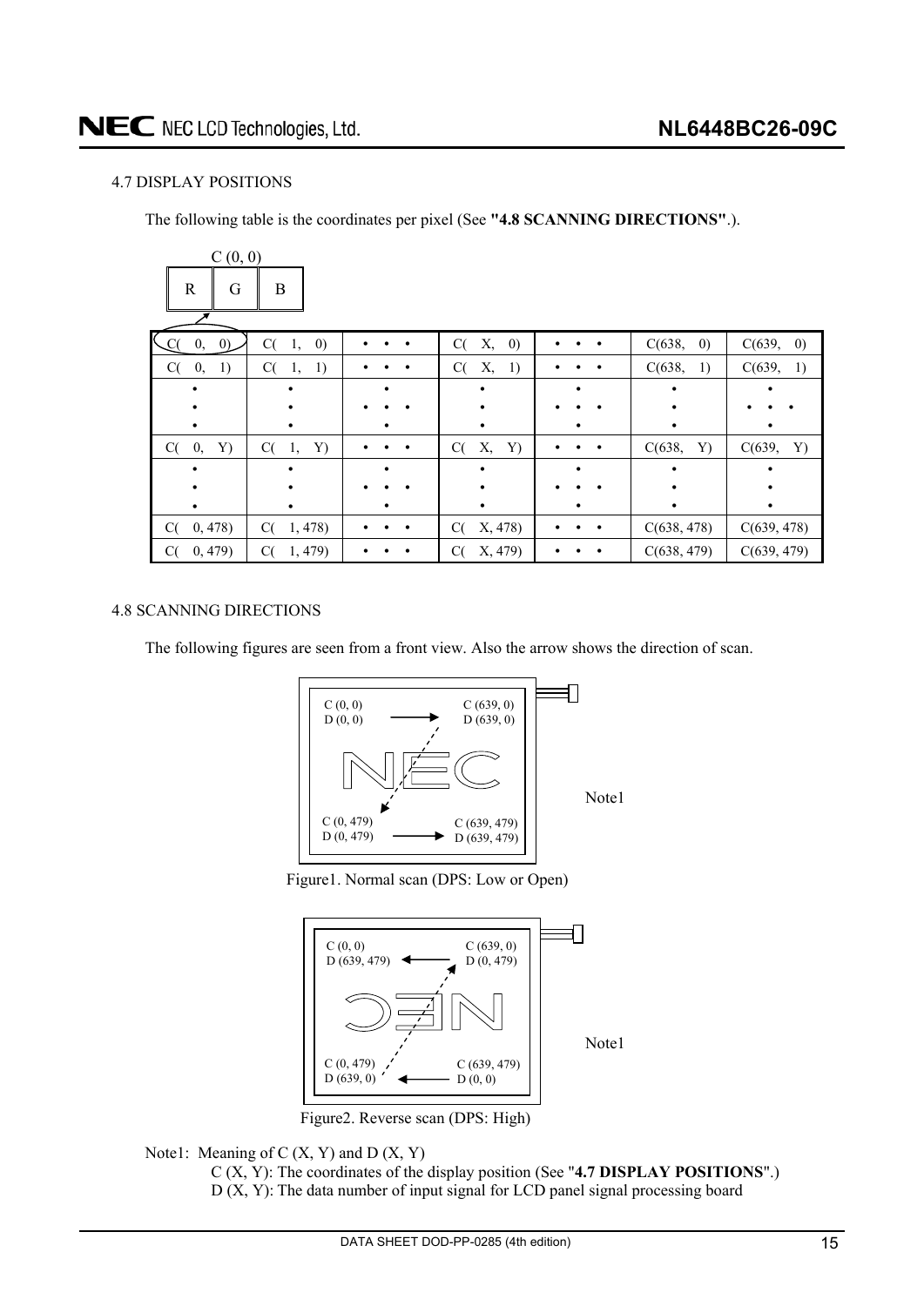### 4.7 DISPLAY POSITIONS

The following table is the coordinates per pixel (See **"4.8 SCANNING DIRECTIONS"**.).

C (0, 0)

| R | G | B |
|---|---|---|

| C( 0, 0) | C( 1, 0) | • • • | C( X, 0) | • • • | C(638, 0) | C(639, 0) |
|---|---|---|---|---|---|---|
| C( 0, 1) | C( 1, 1) | • • • | C( X, 1) | • • • | C(638, 1) | C(639, 1) |
| • | • | • • • | • | • • • | • | • • • |
| C( 0, Y) | C( 1, Y) | • • • | C( X, Y) | • • • | C(638, Y) | C(639, Y) |
| • | • | • • • | • | • • • | • | • |
| C( 0, 478) | C( 1, 478) | • • • | C( X, 478) | • • • | C(638, 478) | C(639, 478) |
| C( 0, 479) | C( 1, 479) | • • • | C( X, 479) | • • • | C(638, 479) | C(639, 479) |

### 4.8 SCANNING DIRECTIONS

The following figures are seen from a front view. Also the arrow shows the direction of scan.

C (0, 0) D (0, 0) → C (639, 0) D (639, 0)

C (0, 479) D (0, 479) → C (639, 479) D (639, 479)

Note1

Figure1. Normal scan (DPS: Low or Open)

C (0, 0) D (639, 479) ← C (639, 0) D (0, 479)

C (0, 479) D (639, 0) ← C (639, 479) D (0, 0)

Note1

Figure2. Reverse scan (DPS: High)

Note1: Meaning of C (X, Y) and D (X, Y)
- C (X, Y): The coordinates of the display position (See "**4.7 DISPLAY POSITIONS**".)
- D (X, Y): The data number of input signal for LCD panel signal processing board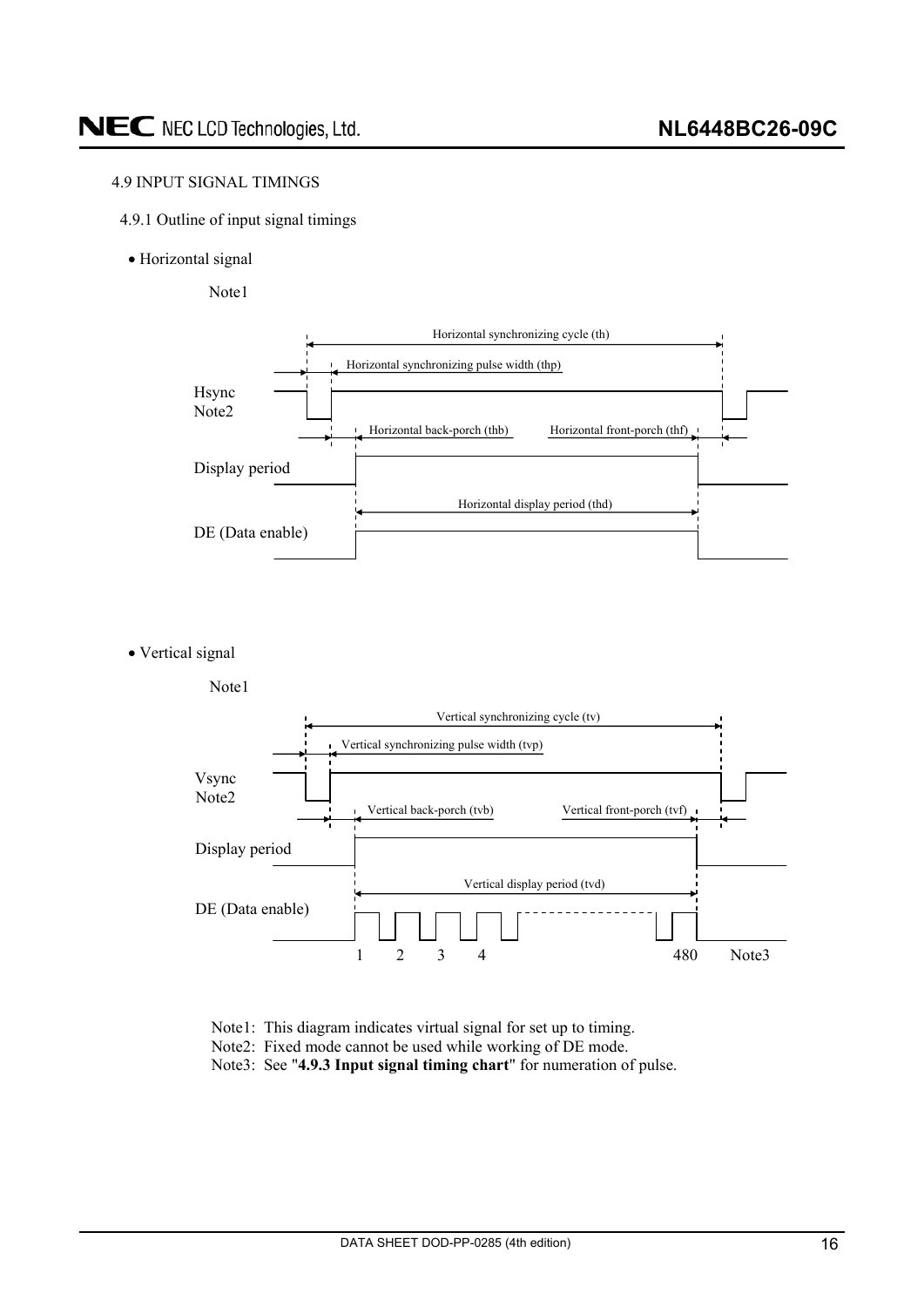### 4.9 INPUT SIGNAL TIMINGS

#### 4.9.1 Outline of input signal timings

- Horizontal signal

Note1

Horizontal synchronizing cycle (th)

Horizontal synchronizing pulse width (thp)

Hsync
Note2

Horizontal back-porch (thb)

Horizontal front-porch (thf)

Display period

Horizontal display period (thd)

DE (Data enable)

- Vertical signal

Note1

Vertical synchronizing cycle (tv)

Vertical synchronizing pulse width (tvp)

Vsync
Note2

Vertical back-porch (tvb)

Vertical front-porch (tvf)

Display period

Vertical display period (tvd)

DE (Data enable)

1 2 3 4 480 Note3

Note1: This diagram indicates virtual signal for set up to timing.
Note2: Fixed mode cannot be used while working of DE mode.
Note3: See "**4.9.3 Input signal timing chart**" for numeration of pulse.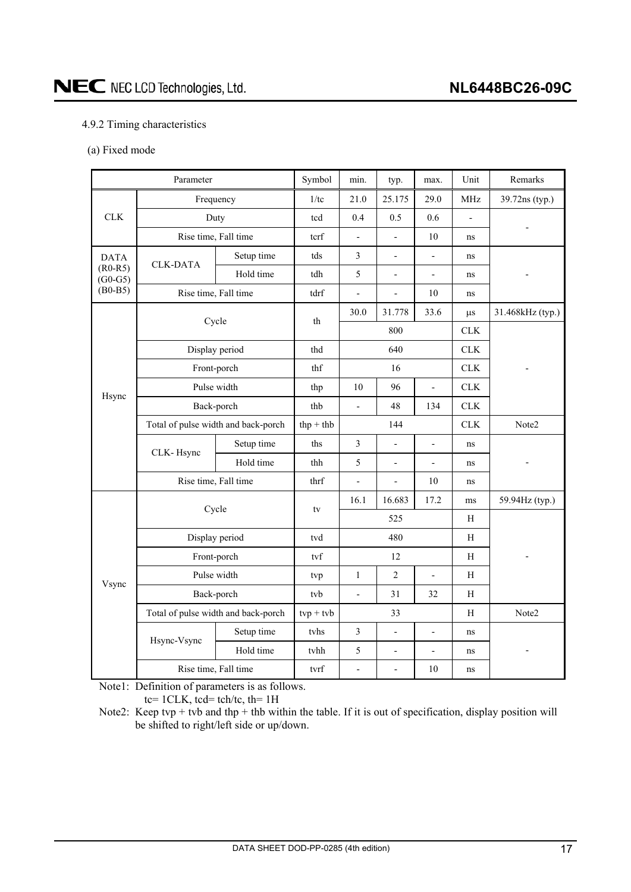### 4.9.2 Timing characteristics

(a) Fixed mode

| Parameter | | | Symbol | min. | typ. | max. | Unit | Remarks |
|---|---|---|---|---|---|---|---|---|
| CLK | Frequency | | 1/tc | 21.0 | 25.175 | 29.0 | MHz | 39.72ns (typ.) |
| | Duty | | tcd | 0.4 | 0.5 | 0.6 | - | - |
| | Rise time, Fall time | | tcrf | - | - | 10 | ns | |
| DATA (R0-R5) (G0-G5) (B0-B5) | CLK-DATA | Setup time | tds | 3 | - | - | ns | - |
| | | Hold time | tdh | 5 | - | - | ns | |
| | Rise time, Fall time | | tdrf | - | - | 10 | ns | |
| Hsync | Cycle | | th | 30.0 | 31.778 | 33.6 | μs | 31.468kHz (typ.) |
| | | | | | 800 | | CLK | - |
| | Display period | | thd | | 640 | | CLK | |
| | Front-porch | | thf | | 16 | | CLK | |
| | Pulse width | | thp | 10 | 96 | - | CLK | |
| | Back-porch | | thb | - | 48 | 134 | CLK | |
| | Total of pulse width and back-porch | | thp + thb | | 144 | | CLK | Note2 |
| | CLK- Hsync | Setup time | ths | 3 | - | - | ns | - |
| | | Hold time | thh | 5 | - | - | ns | |
| | Rise time, Fall time | | thrf | - | - | 10 | ns | |
| Vsync | Cycle | | tv | 16.1 | 16.683 | 17.2 | ms | 59.94Hz (typ.) |
| | | | | | 525 | | H | - |
| | Display period | | tvd | | 480 | | H | |
| | Front-porch | | tvf | | 12 | | H | |
| | Pulse width | | tvp | 1 | 2 | - | H | |
| | Back-porch | | tvb | - | 31 | 32 | H | |
| | Total of pulse width and back-porch | | tvp + tvb | | 33 | | H | Note2 |
| | Hsync-Vsync | Setup time | tvhs | 3 | - | - | ns | - |
| | | Hold time | tvhh | 5 | - | - | ns | |
| | Rise time, Fall time | | tvrf | - | - | 10 | ns | |

Note1: Definition of parameters is as follows.
tc= 1CLK, tcd= tch/tc, th= 1H

Note2: Keep tvp + tvb and thp + thb within the table. If it is out of specification, display position will be shifted to right/left side or up/down.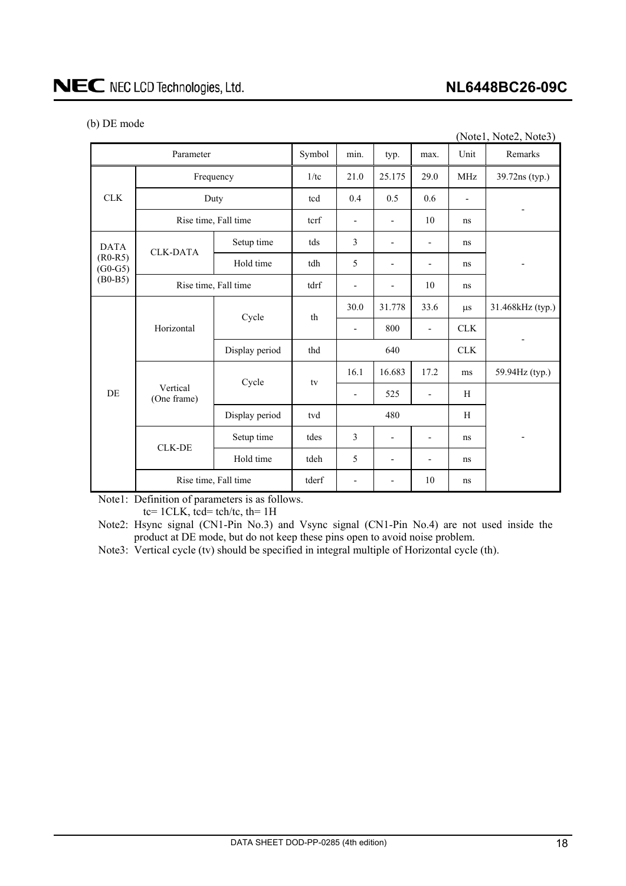(b) DE mode

(Note1, Note2, Note3)

| Parameter | | | Symbol | min. | typ. | max. | Unit | Remarks |
|---|---|---|---|---|---|---|---|---|
| CLK | Frequency | | 1/tc | 21.0 | 25.175 | 29.0 | MHz | 39.72ns (typ.) |
| | Duty | | tcd | 0.4 | 0.5 | 0.6 | - | - |
| | Rise time, Fall time | | tcrf | - | - | 10 | ns | |
| DATA (R0-R5) (G0-G5) (B0-B5) | CLK-DATA | Setup time | tds | 3 | - | - | ns | - |
| | | Hold time | tdh | 5 | - | - | ns | |
| | Rise time, Fall time | | tdrf | - | - | 10 | ns | |
| DE | Horizontal | Cycle | th | 30.0 | 31.778 | 33.6 | μs | 31.468kHz (typ.) |
| | | | | - | 800 | - | CLK | - |
| | | Display period | thd | 640 | | | CLK | |
| | Vertical (One frame) | Cycle | tv | 16.1 | 16.683 | 17.2 | ms | 59.94Hz (typ.) |
| | | | | - | 525 | - | H | - |
| | | Display period | tvd | 480 | | | H | |
| | CLK-DE | Setup time | tdes | 3 | - | - | ns | |
| | | Hold time | tdeh | 5 | - | - | ns | |
| | Rise time, Fall time | | tderf | - | - | 10 | ns | |

Note1: Definition of parameters is as follows.
tc= 1CLK, tcd= tch/tc, th= 1H

Note2: Hsync signal (CN1-Pin No.3) and Vsync signal (CN1-Pin No.4) are not used inside the product at DE mode, but do not keep these pins open to avoid noise problem.

Note3: Vertical cycle (tv) should be specified in integral multiple of Horizontal cycle (th).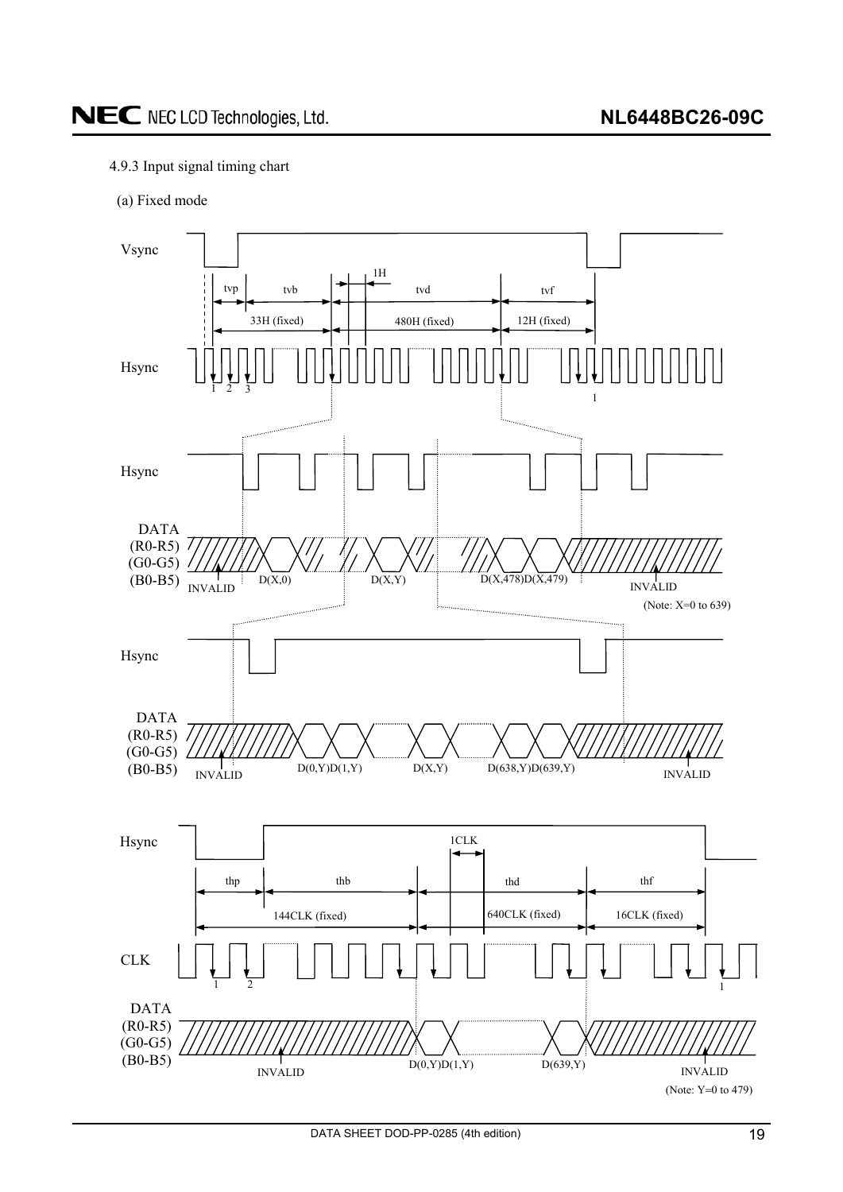#### 4.9.3 Input signal timing chart

(a) Fixed mode

Vsync

tvp | tvb | 1H | tvd | tvf

33H (fixed) | 480H (fixed) | 12H (fixed)

Hsync

1 2 3 ... 1

Hsync

DATA (R0-R5) (G0-G5) (B0-B5)

INVALID D(X,0) D(X,Y) D(X,478)D(X,479) INVALID

(Note: X=0 to 639)

Hsync

DATA (R0-R5) (G0-G5) (B0-B5)

INVALID D(0,Y)D(1,Y) D(X,Y) D(638,Y)D(639,Y) INVALID

Hsync

1CLK

thp | thb | thd | thf

144CLK (fixed) | 640CLK (fixed) | 16CLK (fixed)

CLK

1 2 ... 1

DATA (R0-R5) (G0-G5) (B0-B5)

INVALID D(0,Y)D(1,Y) D(639,Y) INVALID

(Note: Y=0 to 479)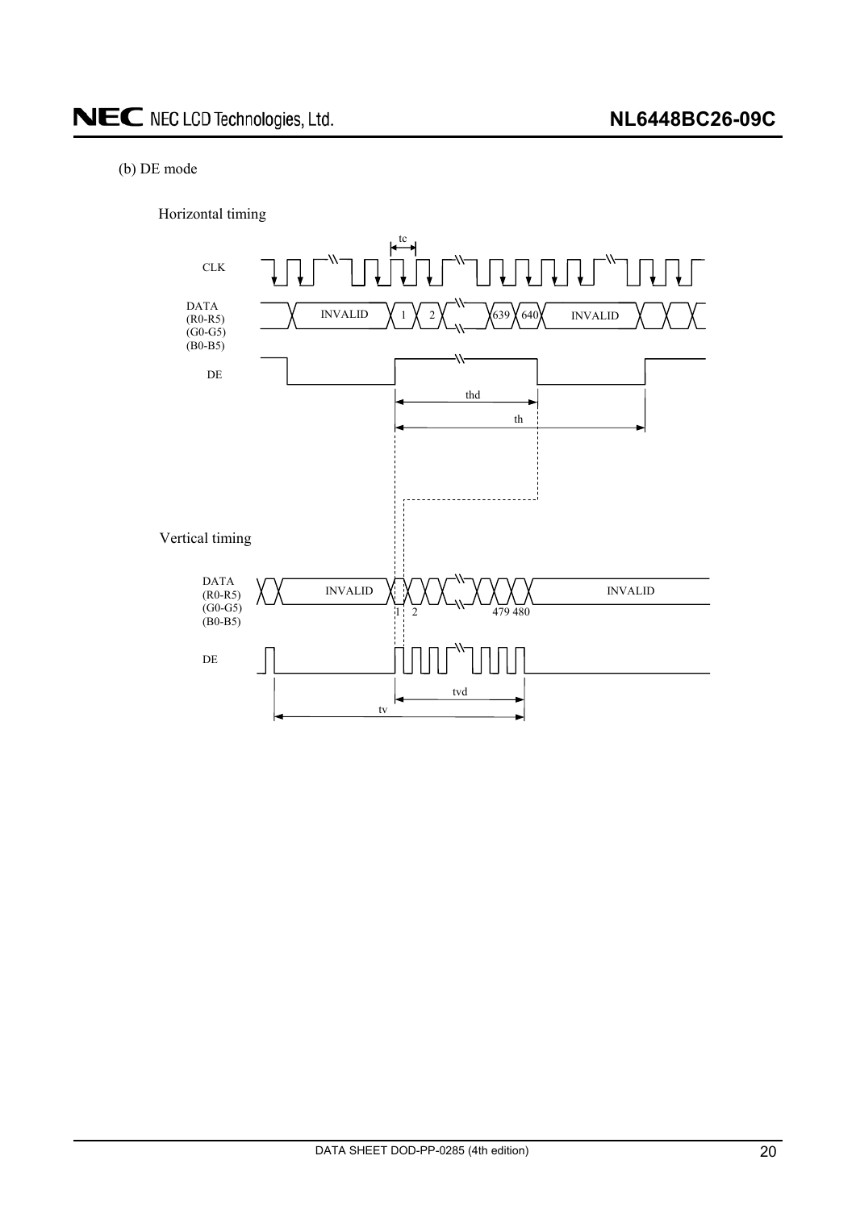(b) DE mode

Horizontal timing

CLK

DATA
(R0-R5)
(G0-G5)
(B0-B5)

INVALID 1 2 639 640 INVALID

DE

tc

thd

th

Vertical timing

DATA
(R0-R5)
(G0-G5)
(B0-B5)

INVALID 1 2 479 480 INVALID

DE

tvd

tv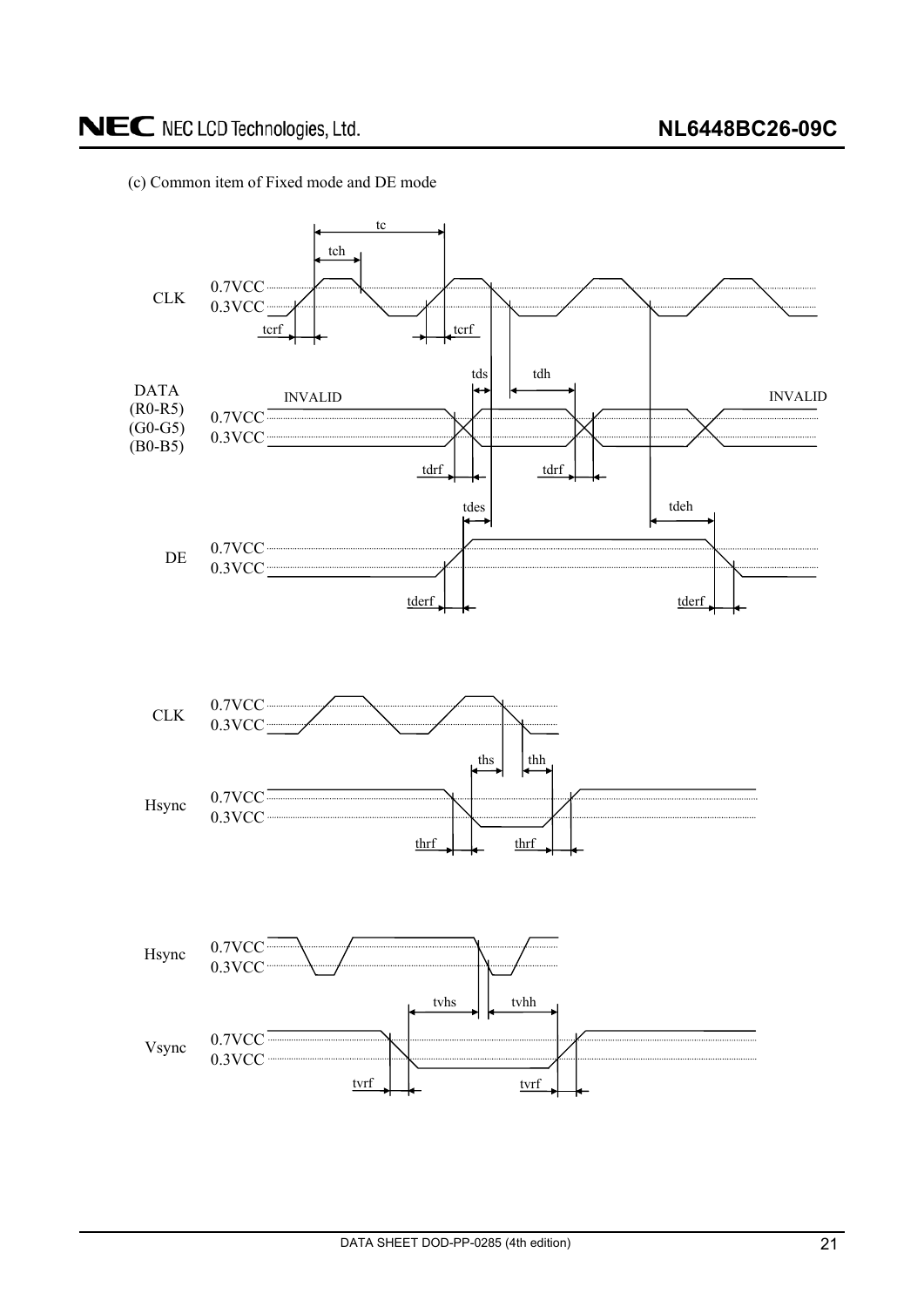(c) Common item of Fixed mode and DE mode

CLK 0.7VCC 0.3VCC tc tch tcrf tcrf

DATA (R0-R5) (G0-G5) (B0-B5) 0.7VCC 0.3VCC INVALID INVALID tds tdh tdrf tdrf

DE 0.7VCC 0.3VCC tdes tdeh tderf tderf

CLK 0.7VCC 0.3VCC

Hsync 0.7VCC 0.3VCC ths thh thrf thrf

Hsync 0.7VCC 0.3VCC

Vsync 0.7VCC 0.3VCC tvhs tvhh tvrf tvrf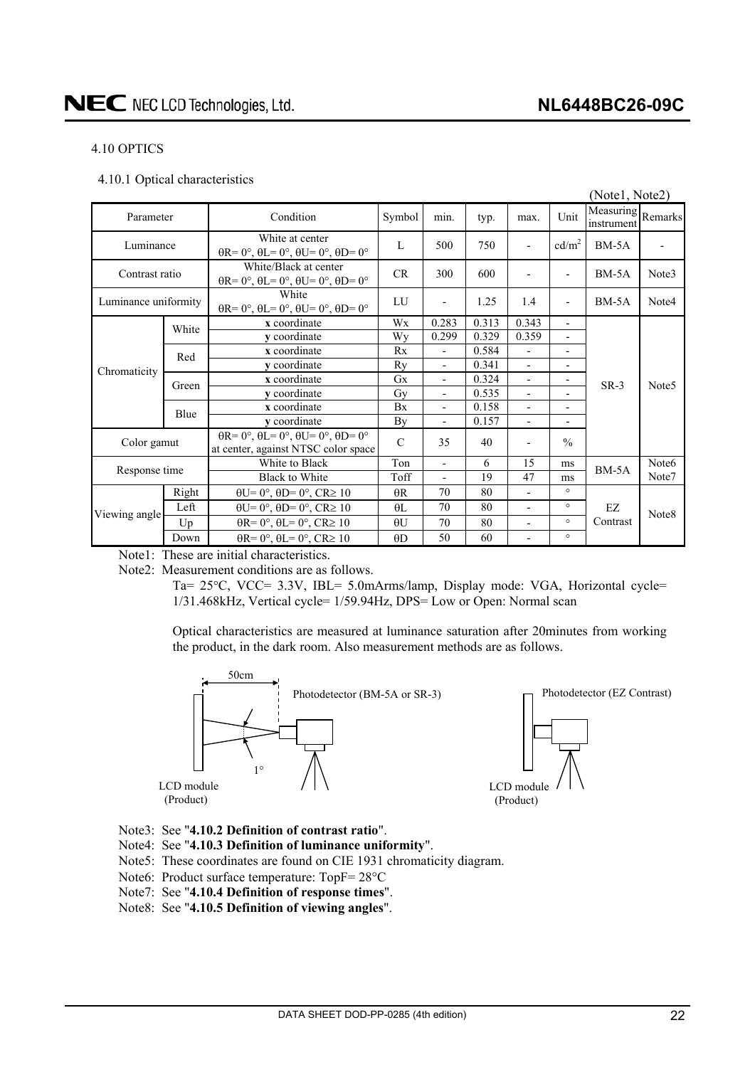## 4.10 OPTICS

### 4.10.1 Optical characteristics

(Note1, Note2)

| Parameter | | Condition | Symbol | min. | typ. | max. | Unit | Measuring instrument | Remarks |
|---|---|---|---|---|---|---|---|---|---|
| Luminance | | White at center θR= 0°, θL= 0°, θU= 0°, θD= 0° | L | 500 | 750 | - | cd/m² | BM-5A | - |
| Contrast ratio | | White/Black at center θR= 0°, θL= 0°, θU= 0°, θD= 0° | CR | 300 | 600 | - | - | BM-5A | Note3 |
| Luminance uniformity | | White θR= 0°, θL= 0°, θU= 0°, θD= 0° | LU | - | 1.25 | 1.4 | - | BM-5A | Note4 |
| Chromaticity | White | **x** coordinate | Wx | 0.283 | 0.313 | 0.343 | - | SR-3 | Note5 |
| | | **y** coordinate | Wy | 0.299 | 0.329 | 0.359 | - | | |
| | Red | **x** coordinate | Rx | - | 0.584 | - | - | | |
| | | **y** coordinate | Ry | - | 0.341 | - | - | | |
| | Green | **x** coordinate | Gx | - | 0.324 | - | - | | |
| | | **y** coordinate | Gy | - | 0.535 | - | - | | |
| | Blue | **x** coordinate | Bx | - | 0.158 | - | - | | |
| | | **y** coordinate | By | - | 0.157 | - | - | | |
| Color gamut | | θR= 0°, θL= 0°, θU= 0°, θD= 0° at center, against NTSC color space | C | 35 | 40 | - | % | | |
| Response time | | White to Black | Ton | - | 6 | 15 | ms | BM-5A | Note6 Note7 |
| | | Black to White | Toff | - | 19 | 47 | ms | | |
| Viewing angle | Right | θU= 0°, θD= 0°, CR≥ 10 | θR | 70 | 80 | - | ° | EZ Contrast | Note8 |
| | Left | θU= 0°, θD= 0°, CR≥ 10 | θL | 70 | 80 | - | ° | | |
| | Up | θR= 0°, θL= 0°, CR≥ 10 | θU | 70 | 80 | - | ° | | |
| | Down | θR= 0°, θL= 0°, CR≥ 10 | θD | 50 | 60 | - | ° | | |

Note1: These are initial characteristics.

Note2: Measurement conditions are as follows.

Ta= 25°C, VCC= 3.3V, IBL= 5.0mArms/lamp, Display mode: VGA, Horizontal cycle= 1/31.468kHz, Vertical cycle= 1/59.94Hz, DPS= Low or Open: Normal scan

Optical characteristics are measured at luminance saturation after 20minutes from working the product, in the dark room. Also measurement methods are as follows.

50cm

1°

LCD module (Product)

Photodetector (BM-5A or SR-3)

Photodetector (EZ Contrast)

LCD module (Product)

Note3: See "**4.10.2 Definition of contrast ratio**".

Note4: See "**4.10.3 Definition of luminance uniformity**".

Note5: These coordinates are found on CIE 1931 chromaticity diagram.

Note6: Product surface temperature: TopF= 28°C

Note7: See "**4.10.4 Definition of response times**".

Note8: See "**4.10.5 Definition of viewing angles**".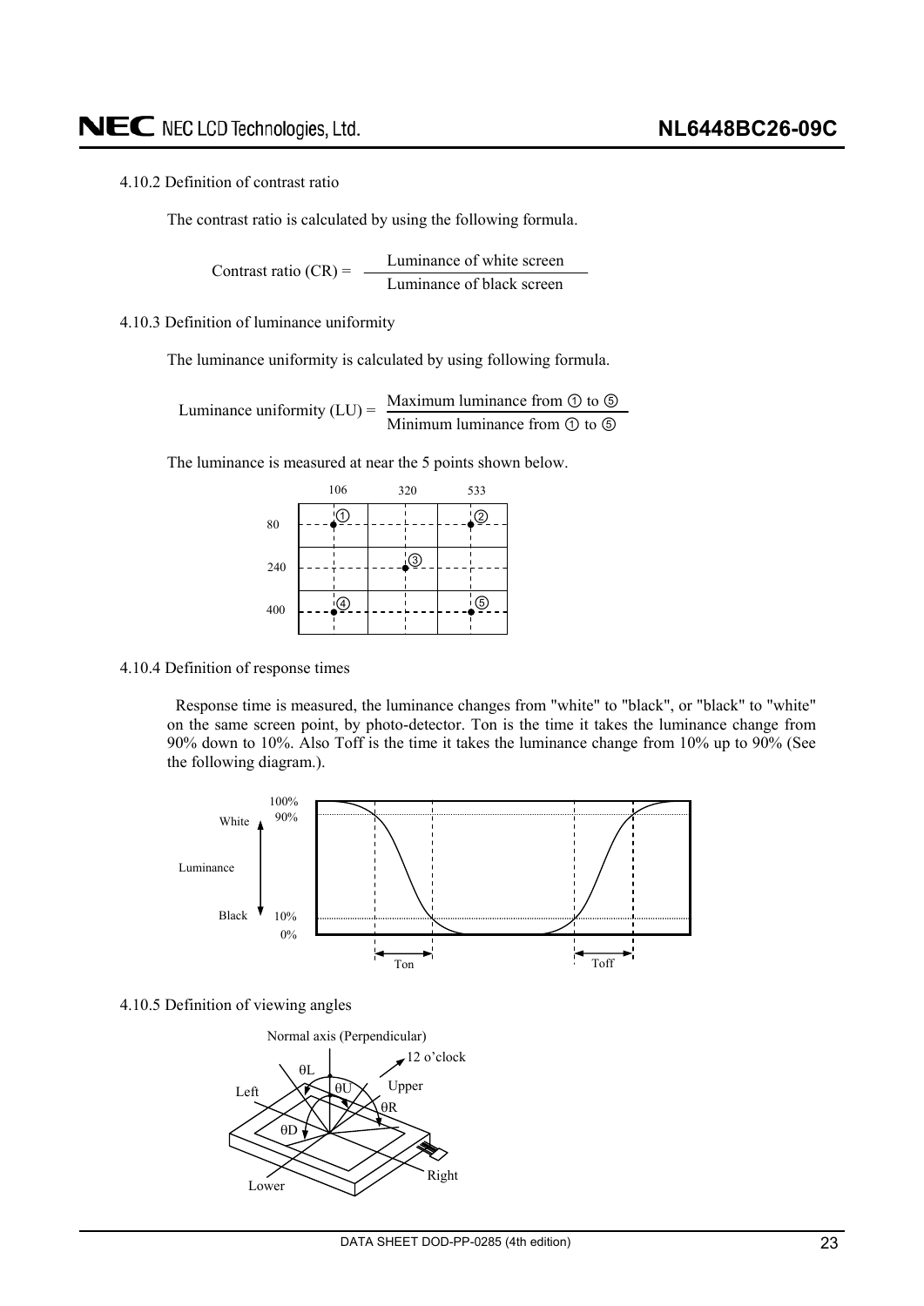4.10.2 Definition of contrast ratio

The contrast ratio is calculated by using the following formula.

$$\text{Contrast ratio (CR)} = \frac{\text{Luminance of white screen}}{\text{Luminance of black screen}}$$

4.10.3 Definition of luminance uniformity

The luminance uniformity is calculated by using following formula.

$$\text{Luminance uniformity (LU)} = \frac{\text{Maximum luminance from ① to ⑤}}{\text{Minimum luminance from ① to ⑤}}$$

The luminance is measured at near the 5 points shown below.

| | 106 | 320 | 533 |
|---|---|---|---|
| 80 | ① | | ② |
| 240 | | ③ | |
| 400 | ④ | | ⑤ |

4.10.4 Definition of response times

Response time is measured, the luminance changes from "white" to "black", or "black" to "white" on the same screen point, by photo-detector. Ton is the time it takes the luminance change from 90% down to 10%. Also Toff is the time it takes the luminance change from 10% up to 90% (See the following diagram.).

4.10.5 Definition of viewing angles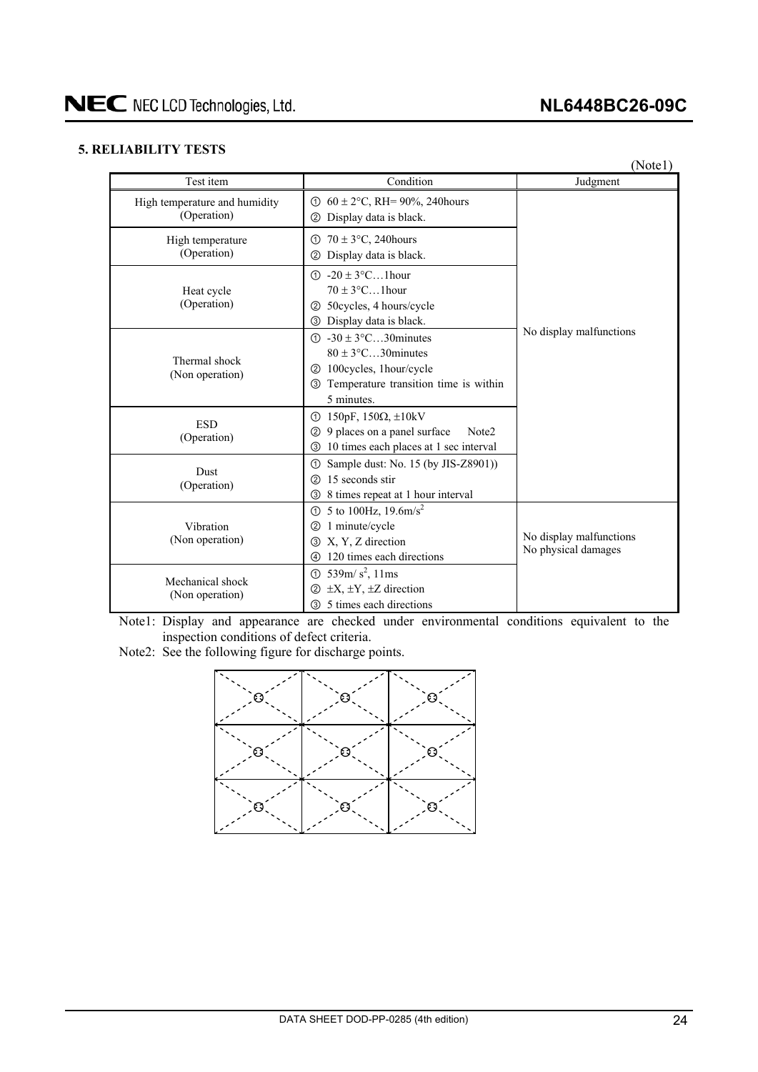## 5. RELIABILITY TESTS

(Note1)

| Test item | Condition | Judgment |
|---|---|---|
| High temperature and humidity (Operation) | ① 60 ± 2°C, RH= 90%, 240hours<br>② Display data is black. | No display malfunctions |
| High temperature (Operation) | ① 70 ± 3°C, 240hours<br>② Display data is black. | |
| Heat cycle (Operation) | ① -20 ± 3°C…1hour<br>70 ± 3°C…1hour<br>② 50cycles, 4 hours/cycle<br>③ Display data is black. | |
| Thermal shock (Non operation) | ① -30 ± 3°C…30minutes<br>80 ± 3°C…30minutes<br>② 100cycles, 1hour/cycle<br>③ Temperature transition time is within 5 minutes. | |
| ESD (Operation) | ① 150pF, 150Ω, ±10kV<br>② 9 places on a panel surface Note2<br>③ 10 times each places at 1 sec interval | |
| Dust (Operation) | ① Sample dust: No. 15 (by JIS-Z8901))<br>② 15 seconds stir<br>③ 8 times repeat at 1 hour interval | |
| Vibration (Non operation) | ① 5 to 100Hz, 19.6m/s$^2$<br>② 1 minute/cycle<br>③ X, Y, Z direction<br>④ 120 times each directions | No display malfunctions<br>No physical damages |
| Mechanical shock (Non operation) | ① 539m/ s$^2$, 11ms<br>② ±X, ±Y, ±Z direction<br>③ 5 times each directions | |

Note1: Display and appearance are checked under environmental conditions equivalent to the inspection conditions of defect criteria.

Note2: See the following figure for discharge points.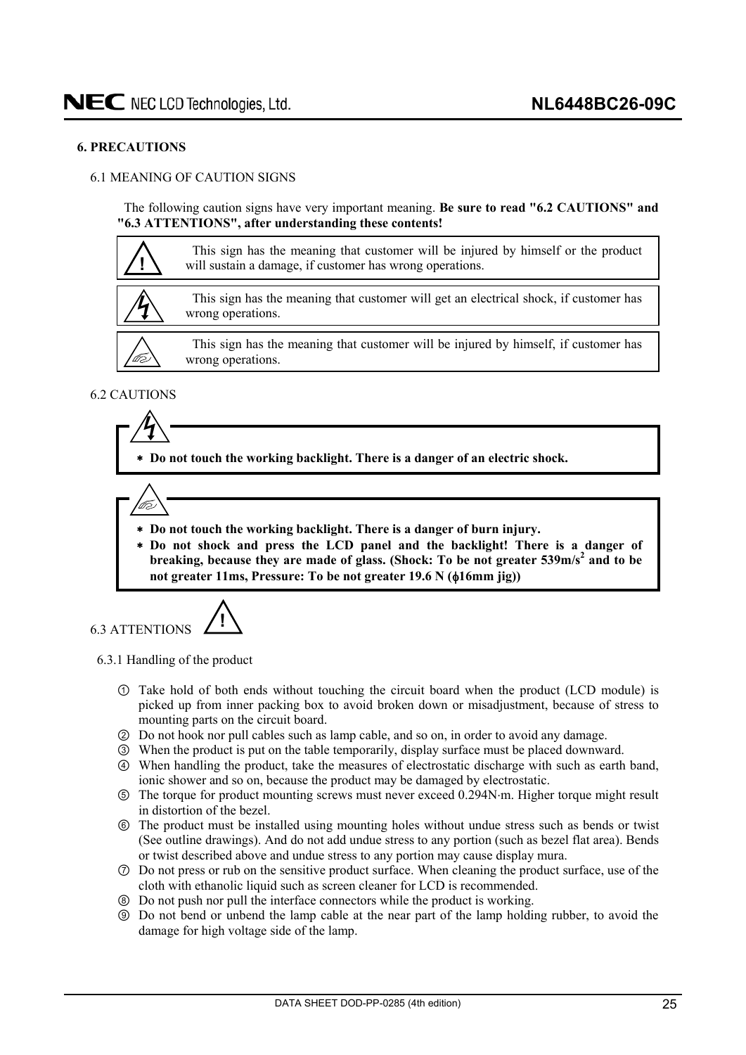## 6. PRECAUTIONS

### 6.1 MEANING OF CAUTION SIGNS

The following caution signs have very important meaning. **Be sure to read "6.2 CAUTIONS" and "6.3 ATTENTIONS", after understanding these contents!**

| | |
|---|---|
| ! | This sign has the meaning that customer will be injured by himself or the product will sustain a damage, if customer has wrong operations. |
| ϟ | This sign has the meaning that customer will get an electrical shock, if customer has wrong operations. |
| ☞ | This sign has the meaning that customer will be injured by himself, if customer has wrong operations. |

### 6.2 CAUTIONS

ϟ

- **Do not touch the working backlight. There is a danger of an electric shock.**

☞

- **Do not touch the working backlight. There is a danger of burn injury.**
- **Do not shock and press the LCD panel and the backlight! There is a danger of breaking, because they are made of glass. (Shock: To be not greater 539m/s$^2$ and to be not greater 11ms, Pressure: To be not greater 19.6 N (ϕ16mm jig))**

### 6.3 ATTENTIONS !

#### 6.3.1 Handling of the product

① Take hold of both ends without touching the circuit board when the product (LCD module) is picked up from inner packing box to avoid broken down or misadjustment, because of stress to mounting parts on the circuit board.

② Do not hook nor pull cables such as lamp cable, and so on, in order to avoid any damage.

③ When the product is put on the table temporarily, display surface must be placed downward.

④ When handling the product, take the measures of electrostatic discharge with such as earth band, ionic shower and so on, because the product may be damaged by electrostatic.

⑤ The torque for product mounting screws must never exceed 0.294N·m. Higher torque might result in distortion of the bezel.

⑥ The product must be installed using mounting holes without undue stress such as bends or twist (See outline drawings). And do not add undue stress to any portion (such as bezel flat area). Bends or twist described above and undue stress to any portion may cause display mura.

⑦ Do not press or rub on the sensitive product surface. When cleaning the product surface, use of the cloth with ethanolic liquid such as screen cleaner for LCD is recommended.

⑧ Do not push nor pull the interface connectors while the product is working.

⑨ Do not bend or unbend the lamp cable at the near part of the lamp holding rubber, to avoid the damage for high voltage side of the lamp.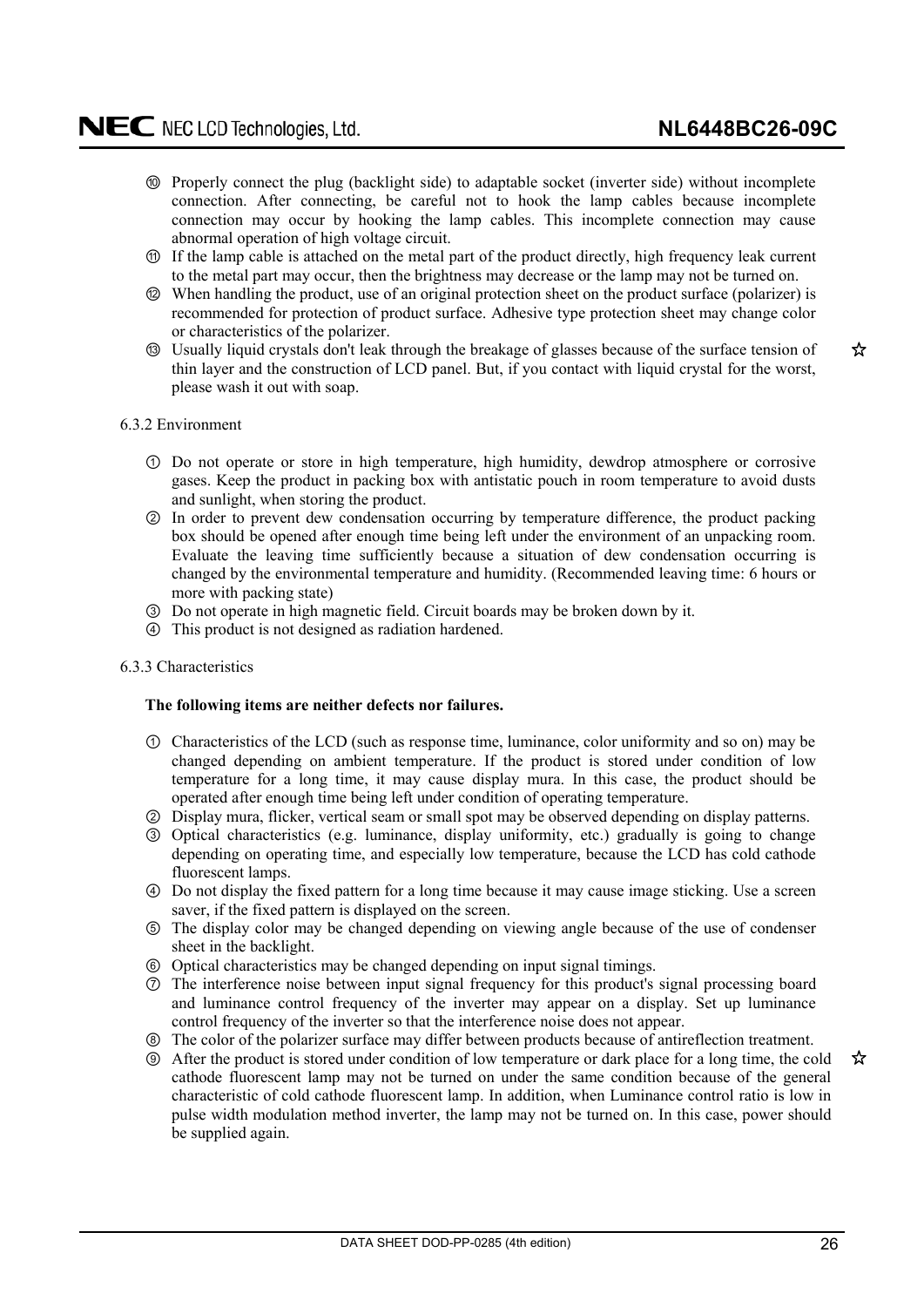⑩ Properly connect the plug (backlight side) to adaptable socket (inverter side) without incomplete connection. After connecting, be careful not to hook the lamp cables because incomplete connection may occur by hooking the lamp cables. This incomplete connection may cause abnormal operation of high voltage circuit.

⑪ If the lamp cable is attached on the metal part of the product directly, high frequency leak current to the metal part may occur, then the brightness may decrease or the lamp may not be turned on.

⑫ When handling the product, use of an original protection sheet on the product surface (polarizer) is recommended for protection of product surface. Adhesive type protection sheet may change color or characteristics of the polarizer.

⑬ Usually liquid crystals don't leak through the breakage of glasses because of the surface tension of thin layer and the construction of LCD panel. But, if you contact with liquid crystal for the worst, please wash it out with soap. ☆

6.3.2 Environment

① Do not operate or store in high temperature, high humidity, dewdrop atmosphere or corrosive gases. Keep the product in packing box with antistatic pouch in room temperature to avoid dusts and sunlight, when storing the product.

② In order to prevent dew condensation occurring by temperature difference, the product packing box should be opened after enough time being left under the environment of an unpacking room. Evaluate the leaving time sufficiently because a situation of dew condensation occurring is changed by the environmental temperature and humidity. (Recommended leaving time: 6 hours or more with packing state)

③ Do not operate in high magnetic field. Circuit boards may be broken down by it.

④ This product is not designed as radiation hardened.

6.3.3 Characteristics

**The following items are neither defects nor failures.**

① Characteristics of the LCD (such as response time, luminance, color uniformity and so on) may be changed depending on ambient temperature. If the product is stored under condition of low temperature for a long time, it may cause display mura. In this case, the product should be operated after enough time being left under condition of operating temperature.

② Display mura, flicker, vertical seam or small spot may be observed depending on display patterns.

③ Optical characteristics (e.g. luminance, display uniformity, etc.) gradually is going to change depending on operating time, and especially low temperature, because the LCD has cold cathode fluorescent lamps.

④ Do not display the fixed pattern for a long time because it may cause image sticking. Use a screen saver, if the fixed pattern is displayed on the screen.

⑤ The display color may be changed depending on viewing angle because of the use of condenser sheet in the backlight.

⑥ Optical characteristics may be changed depending on input signal timings.

⑦ The interference noise between input signal frequency for this product's signal processing board and luminance control frequency of the inverter may appear on a display. Set up luminance control frequency of the inverter so that the interference noise does not appear.

⑧ The color of the polarizer surface may differ between products because of antireflection treatment.

⑨ After the product is stored under condition of low temperature or dark place for a long time, the cold cathode fluorescent lamp may not be turned on under the same condition because of the general characteristic of cold cathode fluorescent lamp. In addition, when Luminance control ratio is low in pulse width modulation method inverter, the lamp may not be turned on. In this case, power should be supplied again. ☆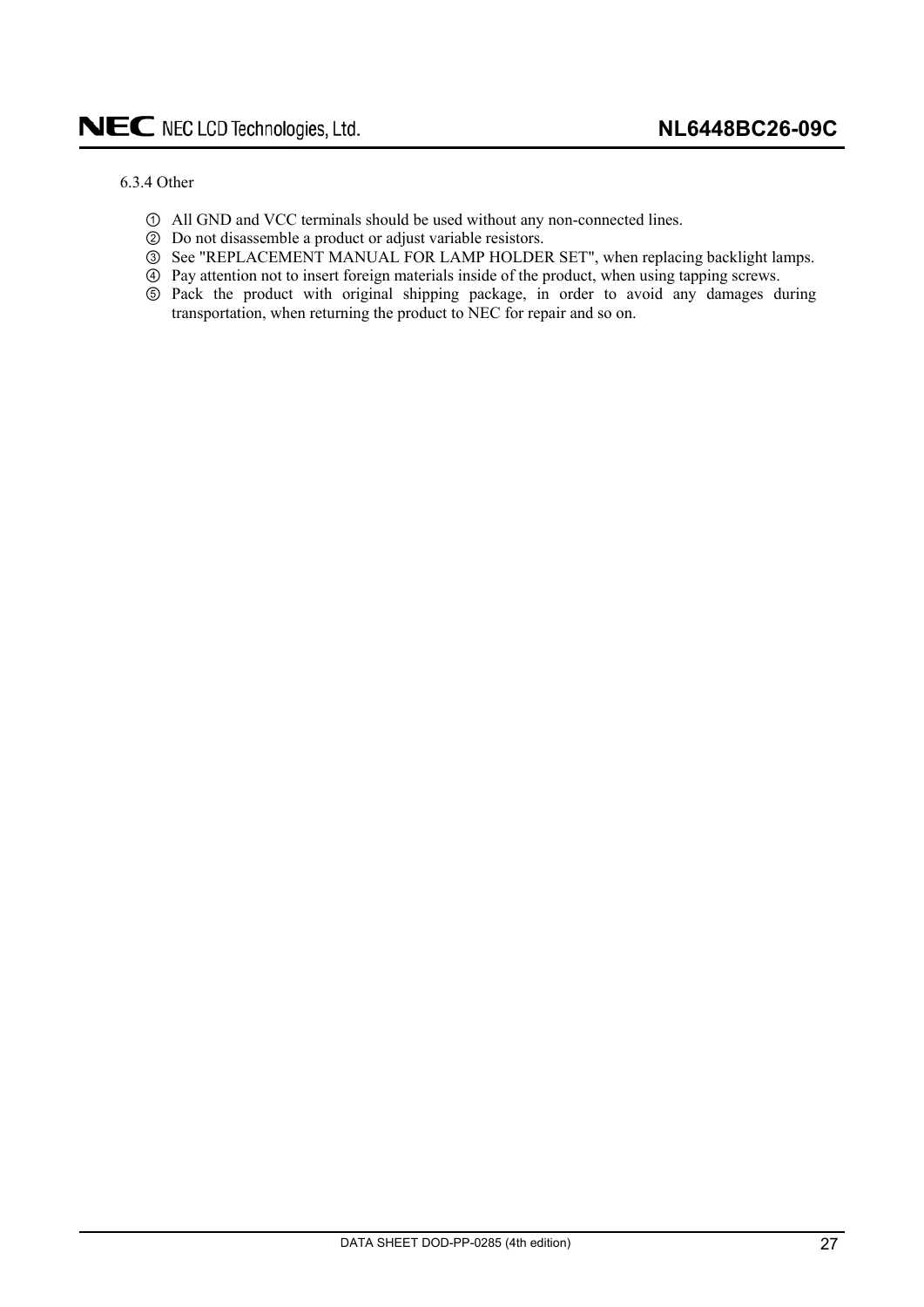#### 6.3.4 Other

① All GND and VCC terminals should be used without any non-connected lines.
② Do not disassemble a product or adjust variable resistors.
③ See "REPLACEMENT MANUAL FOR LAMP HOLDER SET", when replacing backlight lamps.
④ Pay attention not to insert foreign materials inside of the product, when using tapping screws.
⑤ Pack the product with original shipping package, in order to avoid any damages during transportation, when returning the product to NEC for repair and so on.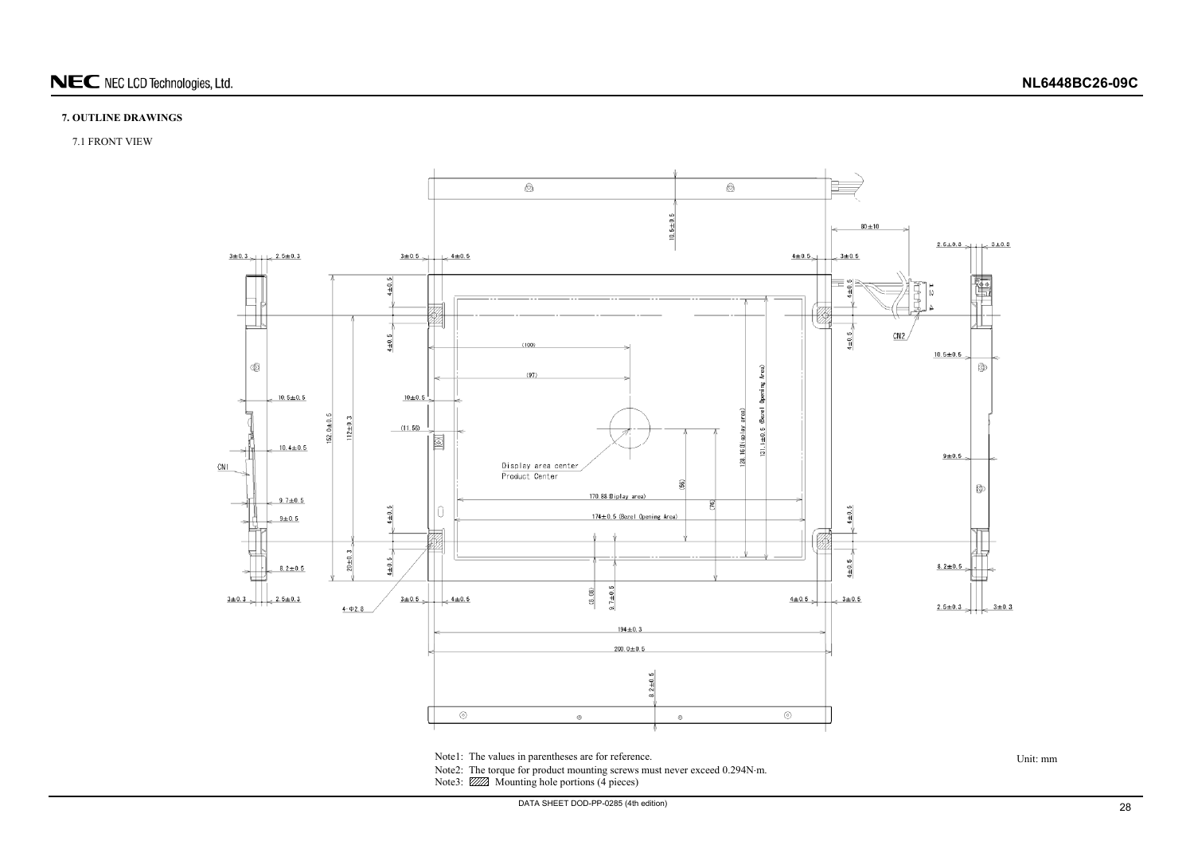## 7. OUTLINE DRAWINGS

### 7.1 FRONT VIEW

Note1: The values in parentheses are for reference.

Note2: The torque for product mounting screws must never exceed 0.294N·m.

Note3: ▨ Mounting hole portions (4 pieces)

Unit: mm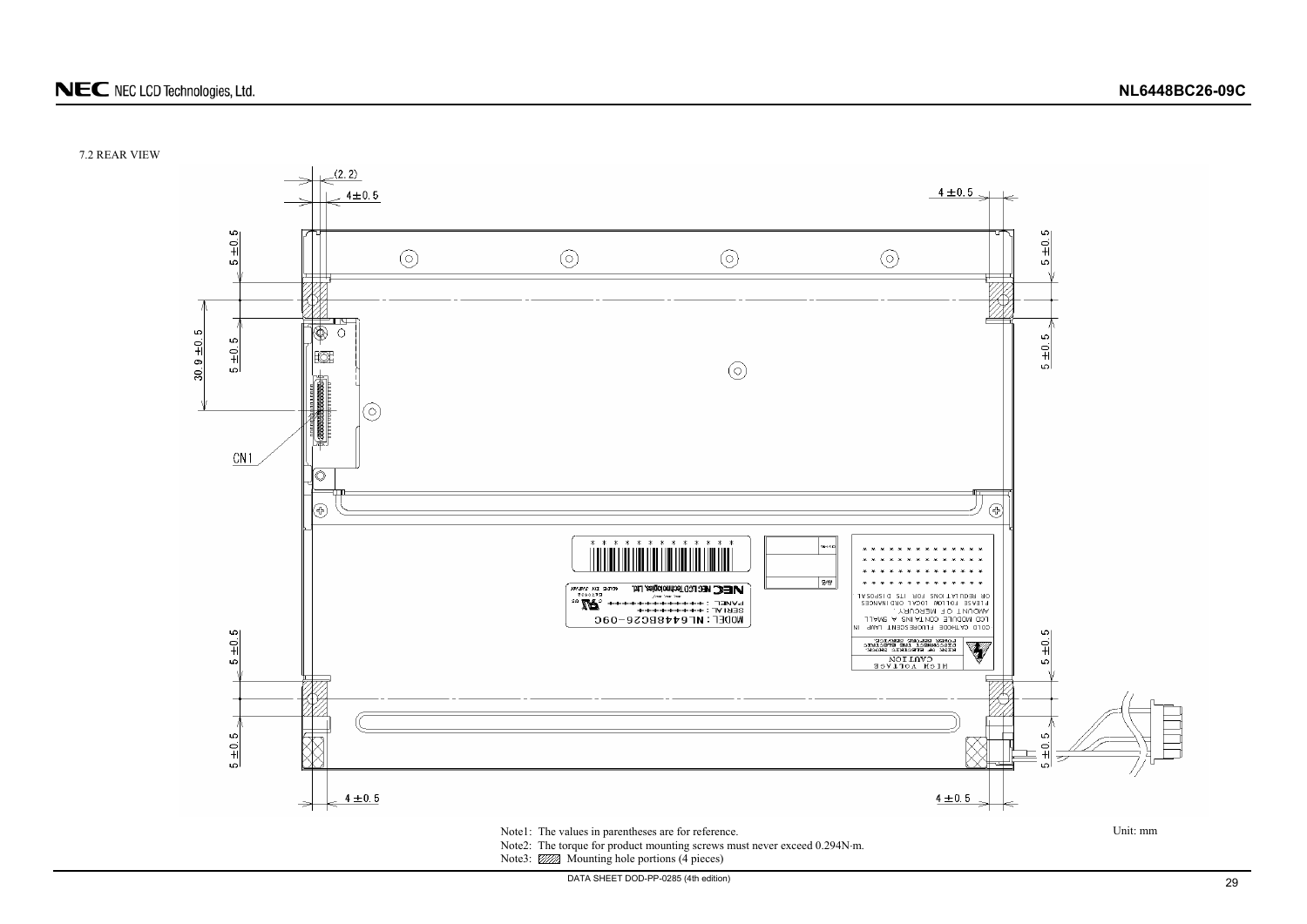7.2 REAR VIEW

(2.2)

4±0.5

4±0.5

5±0.5

5±0.5

30.9±0.5

5±0.5

5±0.5

CN1

5±0.5

5±0.5

5±0.5

5±0.5

4±0.5

4±0.5

Note1: The values in parentheses are for reference.

Note2: The torque for product mounting screws must never exceed 0.294N·m.

Note3: Mounting hole portions (4 pieces)

Unit: mm